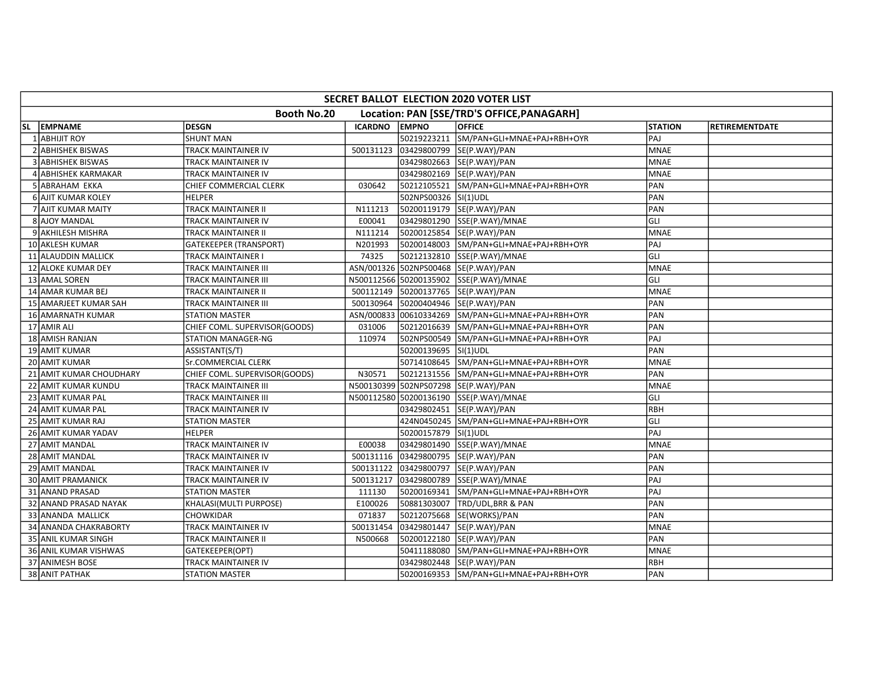| SECRET BALLOT ELECTION 2020 VOTER LIST | | | | | | | |
|---|---|---|---|---|---|---|---|
| Booth No.20 Location: PAN [SSE/TRD'S OFFICE,PANAGARH] | | | | | | | |
| SL | EMPNAME | DESGN | ICARDNO | EMPNO | OFFICE | STATION | RETIREMENTDATE |
| 1 | ABHIJIT ROY | SHUNT MAN | | 50219223211 | SM/PAN+GLI+MNAE+PAJ+RBH+OYR | PAJ | |
| 2 | ABHISHEK BISWAS | TRACK MAINTAINER IV | 500131123 | 03429800799 | SE(P.WAY)/PAN | MNAE | |
| 3 | ABHISHEK BISWAS | TRACK MAINTAINER IV | | 03429802663 | SE(P.WAY)/PAN | MNAE | |
| 4 | ABHISHEK KARMAKAR | TRACK MAINTAINER IV | | 03429802169 | SE(P.WAY)/PAN | MNAE | |
| 5 | ABRAHAM EKKA | CHIEF COMMERCIAL CLERK | 030642 | 50212105521 | SM/PAN+GLI+MNAE+PAJ+RBH+OYR | PAN | |
| 6 | AJIT KUMAR KOLEY | HELPER | | 502NPS00326 | SI(1)UDL | PAN | |
| 7 | AJIT KUMAR MAITY | TRACK MAINTAINER II | N111213 | 50200119179 | SE(P.WAY)/PAN | PAN | |
| 8 | AJOY MANDAL | TRACK MAINTAINER IV | E00041 | 03429801290 | SSE(P.WAY)/MNAE | GLI | |
| 9 | AKHILESH MISHRA | TRACK MAINTAINER II | N111214 | 50200125854 | SE(P.WAY)/PAN | MNAE | |
| 10 | AKLESH KUMAR | GATEKEEPER (TRANSPORT) | N201993 | 50200148003 | SM/PAN+GLI+MNAE+PAJ+RBH+OYR | PAJ | |
| 11 | ALAUDDIN MALLICK | TRACK MAINTAINER I | 74325 | 50212132810 | SSE(P.WAY)/MNAE | GLI | |
| 12 | ALOKE KUMAR DEY | TRACK MAINTAINER III | ASN/001326 | 502NPS00468 | SE(P.WAY)/PAN | MNAE | |
| 13 | AMAL SOREN | TRACK MAINTAINER III | N500112566 | 50200135902 | SSE(P.WAY)/MNAE | GLI | |
| 14 | AMAR KUMAR BEJ | TRACK MAINTAINER II | 500112149 | 50200137765 | SE(P.WAY)/PAN | MNAE | |
| 15 | AMARJEET KUMAR SAH | TRACK MAINTAINER III | 500130964 | 50200404946 | SE(P.WAY)/PAN | PAN | |
| 16 | AMARNATH KUMAR | STATION MASTER | ASN/000833 | 00610334269 | SM/PAN+GLI+MNAE+PAJ+RBH+OYR | PAN | |
| 17 | AMIR ALI | CHIEF COML. SUPERVISOR(GOODS) | 031006 | 50212016639 | SM/PAN+GLI+MNAE+PAJ+RBH+OYR | PAN | |
| 18 | AMISH RANJAN | STATION MANAGER-NG | 110974 | 502NPS00549 | SM/PAN+GLI+MNAE+PAJ+RBH+OYR | PAJ | |
| 19 | AMIT KUMAR | ASSISTANT(S/T) | | 50200139695 | SI(1)UDL | PAN | |
| 20 | AMIT KUMAR | Sr.COMMERCIAL CLERK | | 50714108645 | SM/PAN+GLI+MNAE+PAJ+RBH+OYR | MNAE | |
| 21 | AMIT KUMAR CHOUDHARY | CHIEF COML. SUPERVISOR(GOODS) | N30571 | 50212131556 | SM/PAN+GLI+MNAE+PAJ+RBH+OYR | PAN | |
| 22 | AMIT KUMAR KUNDU | TRACK MAINTAINER III | N500130399 | 502NPS07298 | SE(P.WAY)/PAN | MNAE | |
| 23 | AMIT KUMAR PAL | TRACK MAINTAINER III | N500112580 | 50200136190 | SSE(P.WAY)/MNAE | GLI | |
| 24 | AMIT KUMAR PAL | TRACK MAINTAINER IV | | 03429802451 | SE(P.WAY)/PAN | RBH | |
| 25 | AMIT KUMAR RAJ | STATION MASTER | | 424N0450245 | SM/PAN+GLI+MNAE+PAJ+RBH+OYR | GLI | |
| 26 | AMIT KUMAR YADAV | HELPER | | 50200157879 | SI(1)UDL | PAJ | |
| 27 | AMIT MANDAL | TRACK MAINTAINER IV | E00038 | 03429801490 | SSE(P.WAY)/MNAE | MNAE | |
| 28 | AMIT MANDAL | TRACK MAINTAINER IV | 500131116 | 03429800795 | SE(P.WAY)/PAN | PAN | |
| 29 | AMIT MANDAL | TRACK MAINTAINER IV | 500131122 | 03429800797 | SE(P.WAY)/PAN | PAN | |
| 30 | AMIT PRAMANICK | TRACK MAINTAINER IV | 500131217 | 03429800789 | SSE(P.WAY)/MNAE | PAJ | |
| 31 | ANAND PRASAD | STATION MASTER | 111130 | 50200169341 | SM/PAN+GLI+MNAE+PAJ+RBH+OYR | PAJ | |
| 32 | ANAND PRASAD NAYAK | KHALASI(MULTI PURPOSE) | E100026 | 50881303007 | TRD/UDL,BRR & PAN | PAN | |
| 33 | ANANDA MALLICK | CHOWKIDAR | 071837 | 50212075668 | SE(WORKS)/PAN | PAN | |
| 34 | ANANDA CHAKRABORTY | TRACK MAINTAINER IV | 500131454 | 03429801447 | SE(P.WAY)/PAN | MNAE | |
| 35 | ANIL KUMAR SINGH | TRACK MAINTAINER II | N500668 | 50200122180 | SE(P.WAY)/PAN | PAN | |
| 36 | ANIL KUMAR VISHWAS | GATEKEEPER(OPT) | | 50411188080 | SM/PAN+GLI+MNAE+PAJ+RBH+OYR | MNAE | |
| 37 | ANIMESH BOSE | TRACK MAINTAINER IV | | 03429802448 | SE(P.WAY)/PAN | RBH | |
| 38 | ANIT PATHAK | STATION MASTER | | 50200169353 | SM/PAN+GLI+MNAE+PAJ+RBH+OYR | PAN | |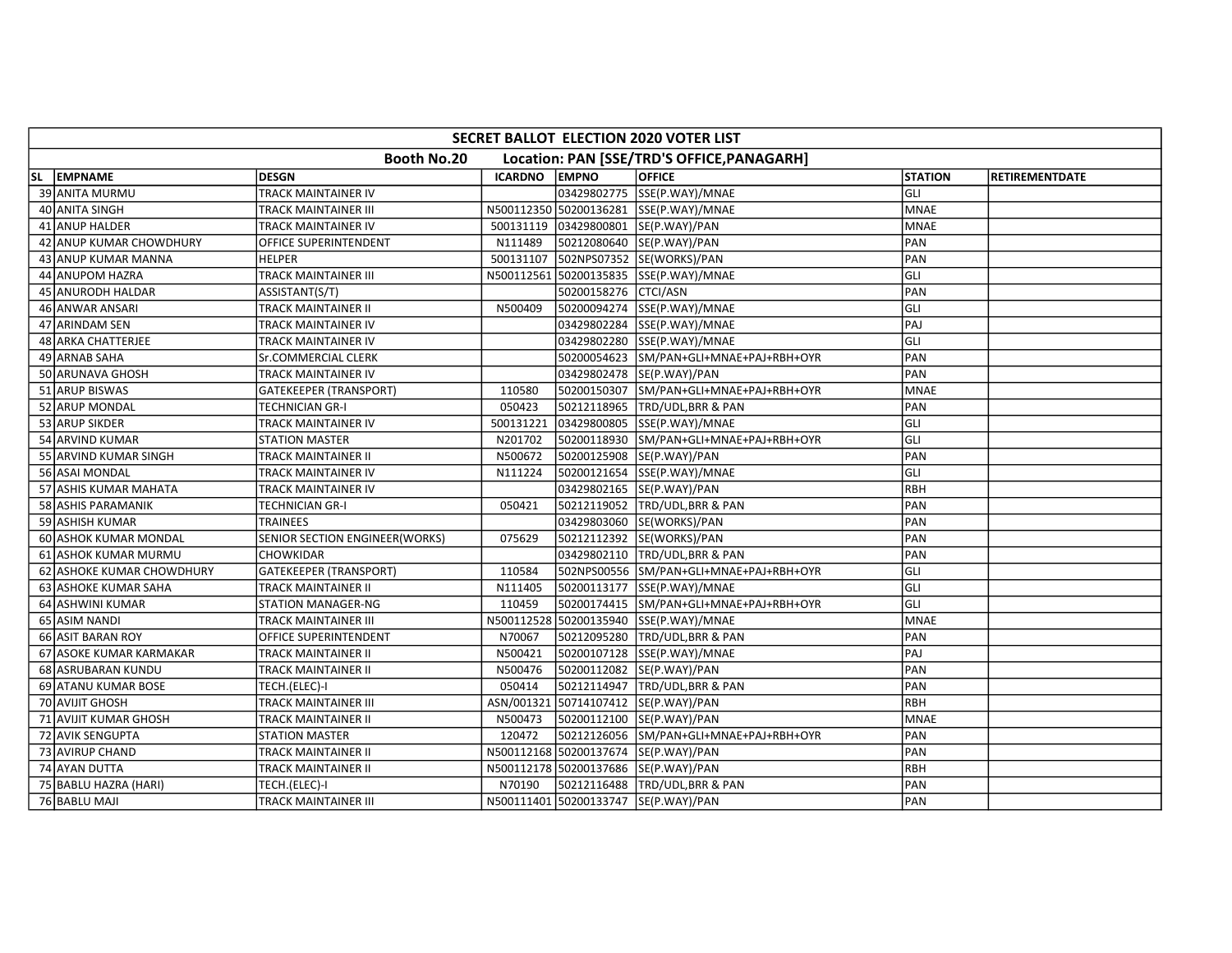| SECRET BALLOT ELECTION 2020 VOTER LIST | | | | | | | |
|---|---|---|---|---|---|---|---|
| Booth No.20 Location: PAN [SSE/TRD'S OFFICE,PANAGARH] | | | | | | | |
| SL EMPNAME | DESGN | ICARDNO | EMPNO | OFFICE | STATION | RETIREMENTDATE |
| 39 ANITA MURMU | TRACK MAINTAINER IV | | 03429802775 | SSE(P.WAY)/MNAE | GLI | |
| 40 ANITA SINGH | TRACK MAINTAINER III | N500112350 | 50200136281 | SSE(P.WAY)/MNAE | MNAE | |
| 41 ANUP HALDER | TRACK MAINTAINER IV | 500131119 | 03429800801 | SE(P.WAY)/PAN | MNAE | |
| 42 ANUP KUMAR CHOWDHURY | OFFICE SUPERINTENDENT | N111489 | 50212080640 | SE(P.WAY)/PAN | PAN | |
| 43 ANUP KUMAR MANNA | HELPER | 500131107 | 502NPS07352 | SE(WORKS)/PAN | PAN | |
| 44 ANUPOM HAZRA | TRACK MAINTAINER III | N500112561 | 50200135835 | SSE(P.WAY)/MNAE | GLI | |
| 45 ANURODH HALDAR | ASSISTANT(S/T) | | 50200158276 | CTCI/ASN | PAN | |
| 46 ANWAR ANSARI | TRACK MAINTAINER II | N500409 | 50200094274 | SSE(P.WAY)/MNAE | GLI | |
| 47 ARINDAM SEN | TRACK MAINTAINER IV | | 03429802284 | SSE(P.WAY)/MNAE | PAJ | |
| 48 ARKA CHATTERJEE | TRACK MAINTAINER IV | | 03429802280 | SSE(P.WAY)/MNAE | GLI | |
| 49 ARNAB SAHA | Sr.COMMERCIAL CLERK | | 50200054623 | SM/PAN+GLI+MNAE+PAJ+RBH+OYR | PAN | |
| 50 ARUNAVA GHOSH | TRACK MAINTAINER IV | | 03429802478 | SE(P.WAY)/PAN | PAN | |
| 51 ARUP BISWAS | GATEKEEPER (TRANSPORT) | 110580 | 50200150307 | SM/PAN+GLI+MNAE+PAJ+RBH+OYR | MNAE | |
| 52 ARUP MONDAL | TECHNICIAN GR-I | 050423 | 50212118965 | TRD/UDL,BRR & PAN | PAN | |
| 53 ARUP SIKDER | TRACK MAINTAINER IV | 500131221 | 03429800805 | SSE(P.WAY)/MNAE | GLI | |
| 54 ARVIND KUMAR | STATION MASTER | N201702 | 50200118930 | SM/PAN+GLI+MNAE+PAJ+RBH+OYR | GLI | |
| 55 ARVIND KUMAR SINGH | TRACK MAINTAINER II | N500672 | 50200125908 | SE(P.WAY)/PAN | PAN | |
| 56 ASAI MONDAL | TRACK MAINTAINER IV | N111224 | 50200121654 | SSE(P.WAY)/MNAE | GLI | |
| 57 ASHIS KUMAR MAHATA | TRACK MAINTAINER IV | | 03429802165 | SE(P.WAY)/PAN | RBH | |
| 58 ASHIS PARAMANIK | TECHNICIAN GR-I | 050421 | 50212119052 | TRD/UDL,BRR & PAN | PAN | |
| 59 ASHISH KUMAR | TRAINEES | | 03429803060 | SE(WORKS)/PAN | PAN | |
| 60 ASHOK KUMAR MONDAL | SENIOR SECTION ENGINEER(WORKS) | 075629 | 50212112392 | SE(WORKS)/PAN | PAN | |
| 61 ASHOK KUMAR MURMU | CHOWKIDAR | | 03429802110 | TRD/UDL,BRR & PAN | PAN | |
| 62 ASHOKE KUMAR CHOWDHURY | GATEKEEPER (TRANSPORT) | 110584 | 502NPS00556 | SM/PAN+GLI+MNAE+PAJ+RBH+OYR | GLI | |
| 63 ASHOKE KUMAR SAHA | TRACK MAINTAINER II | N111405 | 50200113177 | SSE(P.WAY)/MNAE | GLI | |
| 64 ASHWINI KUMAR | STATION MANAGER-NG | 110459 | 50200174415 | SM/PAN+GLI+MNAE+PAJ+RBH+OYR | GLI | |
| 65 ASIM NANDI | TRACK MAINTAINER III | N500112528 | 50200135940 | SSE(P.WAY)/MNAE | MNAE | |
| 66 ASIT BARAN ROY | OFFICE SUPERINTENDENT | N70067 | 50212095280 | TRD/UDL,BRR & PAN | PAN | |
| 67 ASOKE KUMAR KARMAKAR | TRACK MAINTAINER II | N500421 | 50200107128 | SSE(P.WAY)/MNAE | PAJ | |
| 68 ASRUBARAN KUNDU | TRACK MAINTAINER II | N500476 | 50200112082 | SE(P.WAY)/PAN | PAN | |
| 69 ATANU KUMAR BOSE | TECH.(ELEC)-I | 050414 | 50212114947 | TRD/UDL,BRR & PAN | PAN | |
| 70 AVIJIT GHOSH | TRACK MAINTAINER III | ASN/001321 | 50714107412 | SE(P.WAY)/PAN | RBH | |
| 71 AVIJIT KUMAR GHOSH | TRACK MAINTAINER II | N500473 | 50200112100 | SE(P.WAY)/PAN | MNAE | |
| 72 AVIK SENGUPTA | STATION MASTER | 120472 | 50212126056 | SM/PAN+GLI+MNAE+PAJ+RBH+OYR | PAN | |
| 73 AVIRUP CHAND | TRACK MAINTAINER II | N500112168 | 50200137674 | SE(P.WAY)/PAN | PAN | |
| 74 AYAN DUTTA | TRACK MAINTAINER II | N500112178 | 50200137686 | SE(P.WAY)/PAN | RBH | |
| 75 BABLU HAZRA (HARI) | TECH.(ELEC)-I | N70190 | 50212116488 | TRD/UDL,BRR & PAN | PAN | |
| 76 BABLU MAJI | TRACK MAINTAINER III | N500111401 | 50200133747 | SE(P.WAY)/PAN | PAN | |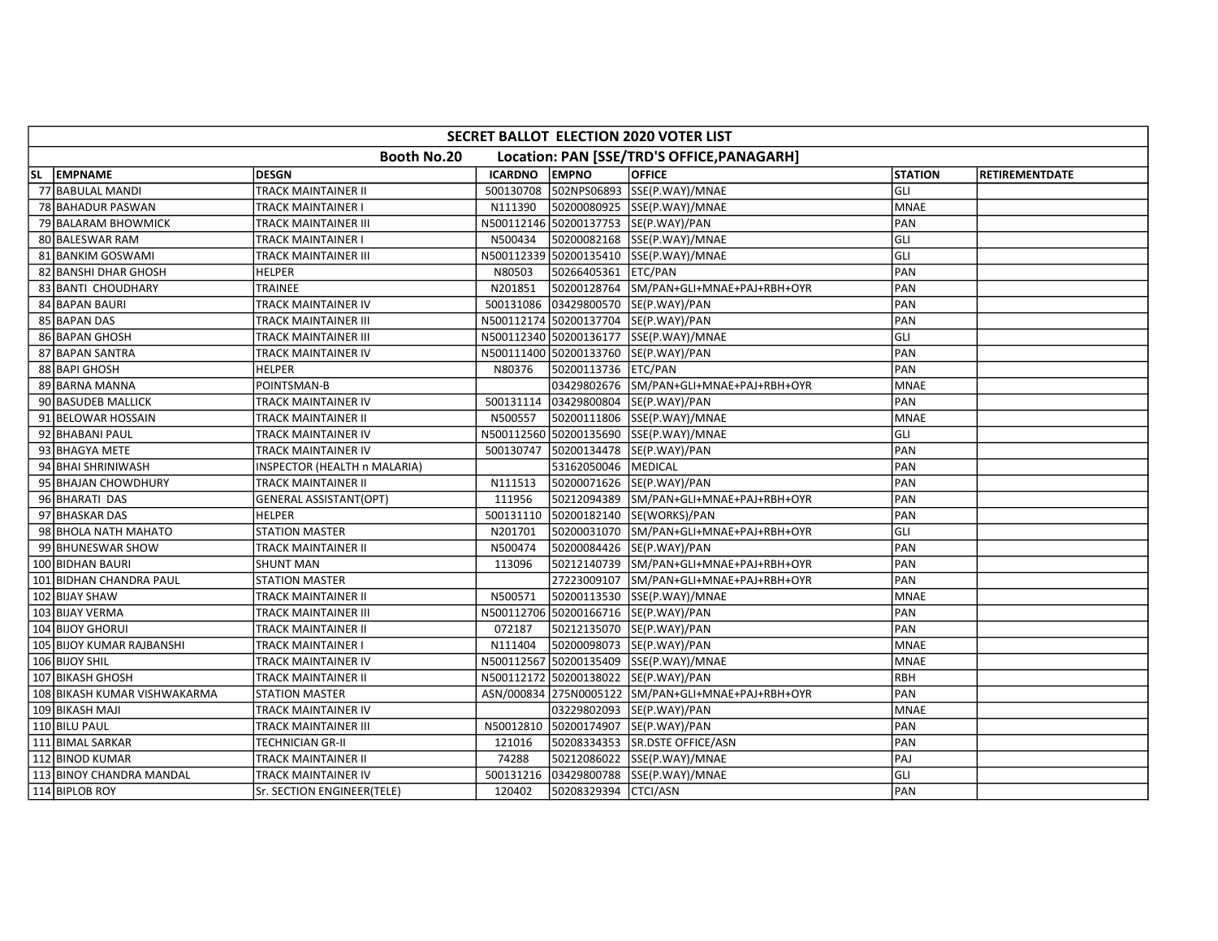| SECRET BALLOT ELECTION 2020 VOTER LIST | | | | | | | |
|---|---|---|---|---|---|---|---|
| Booth No.20 | | Location: PAN [SSE/TRD'S OFFICE,PANAGARH] | | | | | |
| SL EMPNAME | DESGN | ICARDNO | EMPNO | OFFICE | STATION | RETIREMENTDATE | |
| 77 BABULAL MANDI | TRACK MAINTAINER II | 500130708 | 502NPS06893 | SSE(P.WAY)/MNAE | GLI | | |
| 78 BAHADUR PASWAN | TRACK MAINTAINER I | N111390 | 50200080925 | SSE(P.WAY)/MNAE | MNAE | | |
| 79 BALARAM BHOWMICK | TRACK MAINTAINER III | N500112146 | 50200137753 | SE(P.WAY)/PAN | PAN | | |
| 80 BALESWAR RAM | TRACK MAINTAINER I | N500434 | 50200082168 | SSE(P.WAY)/MNAE | GLI | | |
| 81 BANKIM GOSWAMI | TRACK MAINTAINER III | N500112339 | 50200135410 | SSE(P.WAY)/MNAE | GLI | | |
| 82 BANSHI DHAR GHOSH | HELPER | N80503 | 50266405361 | ETC/PAN | PAN | | |
| 83 BANTI CHOUDHARY | TRAINEE | N201851 | 50200128764 | SM/PAN+GLI+MNAE+PAJ+RBH+OYR | PAN | | |
| 84 BAPAN BAURI | TRACK MAINTAINER IV | 500131086 | 03429800570 | SE(P.WAY)/PAN | PAN | | |
| 85 BAPAN DAS | TRACK MAINTAINER III | N500112174 | 50200137704 | SE(P.WAY)/PAN | PAN | | |
| 86 BAPAN GHOSH | TRACK MAINTAINER III | N500112340 | 50200136177 | SSE(P.WAY)/MNAE | GLI | | |
| 87 BAPAN SANTRA | TRACK MAINTAINER IV | N500111400 | 50200133760 | SE(P.WAY)/PAN | PAN | | |
| 88 BAPI GHOSH | HELPER | N80376 | 50200113736 | ETC/PAN | PAN | | |
| 89 BARNA MANNA | POINTSMAN-B | | 03429802676 | SM/PAN+GLI+MNAE+PAJ+RBH+OYR | MNAE | | |
| 90 BASUDEB MALLICK | TRACK MAINTAINER IV | 500131114 | 03429800804 | SE(P.WAY)/PAN | PAN | | |
| 91 BELOWAR HOSSAIN | TRACK MAINTAINER II | N500557 | 50200111806 | SSE(P.WAY)/MNAE | MNAE | | |
| 92 BHABANI PAUL | TRACK MAINTAINER IV | N500112560 | 50200135690 | SSE(P.WAY)/MNAE | GLI | | |
| 93 BHAGYA METE | TRACK MAINTAINER IV | 500130747 | 50200134478 | SE(P.WAY)/PAN | PAN | | |
| 94 BHAI SHRINIWASH | INSPECTOR (HEALTH n MALARIA) | | 53162050046 | MEDICAL | PAN | | |
| 95 BHAJAN CHOWDHURY | TRACK MAINTAINER II | N111513 | 50200071626 | SE(P.WAY)/PAN | PAN | | |
| 96 BHARATI DAS | GENERAL ASSISTANT(OPT) | 111956 | 50212094389 | SM/PAN+GLI+MNAE+PAJ+RBH+OYR | PAN | | |
| 97 BHASKAR DAS | HELPER | 500131110 | 50200182140 | SE(WORKS)/PAN | PAN | | |
| 98 BHOLA NATH MAHATO | STATION MASTER | N201701 | 50200031070 | SM/PAN+GLI+MNAE+PAJ+RBH+OYR | GLI | | |
| 99 BHUNESWAR SHOW | TRACK MAINTAINER II | N500474 | 50200084426 | SE(P.WAY)/PAN | PAN | | |
| 100 BIDHAN BAURI | SHUNT MAN | 113096 | 50212140739 | SM/PAN+GLI+MNAE+PAJ+RBH+OYR | PAN | | |
| 101 BIDHAN CHANDRA PAUL | STATION MASTER | | 27223009107 | SM/PAN+GLI+MNAE+PAJ+RBH+OYR | PAN | | |
| 102 BIJAY SHAW | TRACK MAINTAINER II | N500571 | 50200113530 | SSE(P.WAY)/MNAE | MNAE | | |
| 103 BIJAY VERMA | TRACK MAINTAINER III | N500112706 | 50200166716 | SE(P.WAY)/PAN | PAN | | |
| 104 BIJOY GHORUI | TRACK MAINTAINER II | 072187 | 50212135070 | SE(P.WAY)/PAN | PAN | | |
| 105 BIJOY KUMAR RAJBANSHI | TRACK MAINTAINER I | N111404 | 50200098073 | SE(P.WAY)/PAN | MNAE | | |
| 106 BIJOY SHIL | TRACK MAINTAINER IV | N500112567 | 50200135409 | SSE(P.WAY)/MNAE | MNAE | | |
| 107 BIKASH GHOSH | TRACK MAINTAINER II | N500112172 | 50200138022 | SE(P.WAY)/PAN | RBH | | |
| 108 BIKASH KUMAR VISHWAKARMA | STATION MASTER | ASN/000834 | 275N0005122 | SM/PAN+GLI+MNAE+PAJ+RBH+OYR | PAN | | |
| 109 BIKASH MAJI | TRACK MAINTAINER IV | | 03229802093 | SE(P.WAY)/PAN | MNAE | | |
| 110 BILU PAUL | TRACK MAINTAINER III | N50012810 | 50200174907 | SE(P.WAY)/PAN | PAN | | |
| 111 BIMAL SARKAR | TECHNICIAN GR-II | 121016 | 50208334353 | SR.DSTE OFFICE/ASN | PAN | | |
| 112 BINOD KUMAR | TRACK MAINTAINER II | 74288 | 50212086022 | SSE(P.WAY)/MNAE | PAJ | | |
| 113 BINOY CHANDRA MANDAL | TRACK MAINTAINER IV | 500131216 | 03429800788 | SSE(P.WAY)/MNAE | GLI | | |
| 114 BIPLOB ROY | Sr. SECTION ENGINEER(TELE) | 120402 | 50208329394 | CTCI/ASN | PAN | | |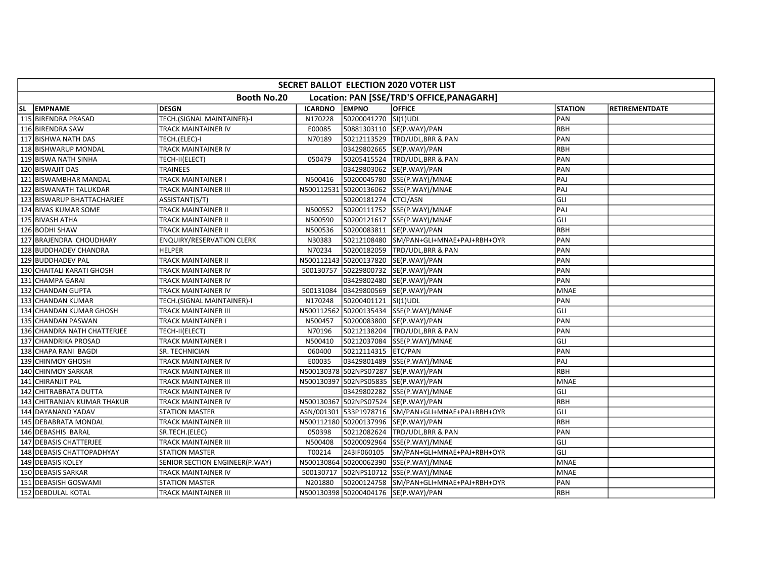| SECRET BALLOT ELECTION 2020 VOTER LIST | | | | | | | |
|---|---|---|---|---|---|---|---|
| Booth No.20 | | Location: PAN [SSE/TRD'S OFFICE,PANAGARH] | | | | | |
| SL EMPNAME | DESGN | ICARDNO | EMPNO | OFFICE | STATION | RETIREMENTDATE | |
| 115 BIRENDRA PRASAD | TECH.(SIGNAL MAINTAINER)-I | N170228 | 50200041270 | SI(1)UDL | PAN | | |
| 116 BIRENDRA SAW | TRACK MAINTAINER IV | E00085 | 50881303110 | SE(P.WAY)/PAN | RBH | | |
| 117 BISHWA NATH DAS | TECH.(ELEC)-I | N70189 | 50212113529 | TRD/UDL,BRR & PAN | PAN | | |
| 118 BISHWARUP MONDAL | TRACK MAINTAINER IV | | 03429802665 | SE(P.WAY)/PAN | RBH | | |
| 119 BISWA NATH SINHA | TECH-II(ELECT) | 050479 | 50205415524 | TRD/UDL,BRR & PAN | PAN | | |
| 120 BISWAJIT DAS | TRAINEES | | 03429803062 | SE(P.WAY)/PAN | PAN | | |
| 121 BISWAMBHAR MANDAL | TRACK MAINTAINER I | N500416 | 50200045780 | SSE(P.WAY)/MNAE | PAJ | | |
| 122 BISWANATH TALUKDAR | TRACK MAINTAINER III | N500112531 | 50200136062 | SSE(P.WAY)/MNAE | PAJ | | |
| 123 BISWARUP BHATTACHARJEE | ASSISTANT(S/T) | | 50200181274 | CTCI/ASN | GLI | | |
| 124 BIVAS KUMAR SOME | TRACK MAINTAINER II | N500552 | 50200111752 | SSE(P.WAY)/MNAE | PAJ | | |
| 125 BIVASH ATHA | TRACK MAINTAINER II | N500590 | 50200121617 | SSE(P.WAY)/MNAE | GLI | | |
| 126 BODHI SHAW | TRACK MAINTAINER II | N500536 | 50200083811 | SE(P.WAY)/PAN | RBH | | |
| 127 BRAJENDRA CHOUDHARY | ENQUIRY/RESERVATION CLERK | N30383 | 50212108480 | SM/PAN+GLI+MNAE+PAJ+RBH+OYR | PAN | | |
| 128 BUDDHADEV CHANDRA | HELPER | N70234 | 50200182059 | TRD/UDL,BRR & PAN | PAN | | |
| 129 BUDDHADEV PAL | TRACK MAINTAINER II | N500112143 | 50200137820 | SE(P.WAY)/PAN | PAN | | |
| 130 CHAITALI KARATI GHOSH | TRACK MAINTAINER IV | 500130757 | 50229800732 | SE(P.WAY)/PAN | PAN | | |
| 131 CHAMPA GARAI | TRACK MAINTAINER IV | | 03429802480 | SE(P.WAY)/PAN | PAN | | |
| 132 CHANDAN GUPTA | TRACK MAINTAINER IV | 500131084 | 03429800569 | SE(P.WAY)/PAN | MNAE | | |
| 133 CHANDAN KUMAR | TECH.(SIGNAL MAINTAINER)-I | N170248 | 50200401121 | SI(1)UDL | PAN | | |
| 134 CHANDAN KUMAR GHOSH | TRACK MAINTAINER III | N500112562 | 50200135434 | SSE(P.WAY)/MNAE | GLI | | |
| 135 CHANDAN PASWAN | TRACK MAINTAINER I | N500457 | 50200083800 | SE(P.WAY)/PAN | PAN | | |
| 136 CHANDRA NATH CHATTERJEE | TECH-II(ELECT) | N70196 | 50212138204 | TRD/UDL,BRR & PAN | PAN | | |
| 137 CHANDRIKA PROSAD | TRACK MAINTAINER I | N500410 | 50212037084 | SSE(P.WAY)/MNAE | GLI | | |
| 138 CHAPA RANI BAGDI | SR. TECHNICIAN | 060400 | 50212114315 | ETC/PAN | PAN | | |
| 139 CHINMOY GHOSH | TRACK MAINTAINER IV | E00035 | 03429801489 | SSE(P.WAY)/MNAE | PAJ | | |
| 140 CHINMOY SARKAR | TRACK MAINTAINER III | N500130378 | 502NPS07287 | SE(P.WAY)/PAN | RBH | | |
| 141 CHIRANJIT PAL | TRACK MAINTAINER III | N500130397 | 502NPS05835 | SE(P.WAY)/PAN | MNAE | | |
| 142 CHITRABRATA DUTTA | TRACK MAINTAINER IV | | 03429802282 | SSE(P.WAY)/MNAE | GLI | | |
| 143 CHITRANJAN KUMAR THAKUR | TRACK MAINTAINER IV | N500130367 | 502NPS07524 | SE(P.WAY)/PAN | RBH | | |
| 144 DAYANAND YADAV | STATION MASTER | ASN/001301 | 533P1978716 | SM/PAN+GLI+MNAE+PAJ+RBH+OYR | GLI | | |
| 145 DEBABRATA MONDAL | TRACK MAINTAINER III | N500112180 | 50200137996 | SE(P.WAY)/PAN | RBH | | |
| 146 DEBASHIS BARAL | SR.TECH.(ELEC) | 050398 | 50212082624 | TRD/UDL,BRR & PAN | PAN | | |
| 147 DEBASIS CHATTERJEE | TRACK MAINTAINER III | N500408 | 50200092964 | SSE(P.WAY)/MNAE | GLI | | |
| 148 DEBASIS CHATTOPADHYAY | STATION MASTER | T00214 | 243IF060105 | SM/PAN+GLI+MNAE+PAJ+RBH+OYR | GLI | | |
| 149 DEBASIS KOLEY | SENIOR SECTION ENGINEER(P.WAY) | N500130864 | 50200062390 | SSE(P.WAY)/MNAE | MNAE | | |
| 150 DEBASIS SARKAR | TRACK MAINTAINER IV | 500130717 | 502NPS10712 | SSE(P.WAY)/MNAE | MNAE | | |
| 151 DEBASISH GOSWAMI | STATION MASTER | N201880 | 50200124758 | SM/PAN+GLI+MNAE+PAJ+RBH+OYR | PAN | | |
| 152 DEBDULAL KOTAL | TRACK MAINTAINER III | N500130398 | 50200404176 | SE(P.WAY)/PAN | RBH | | |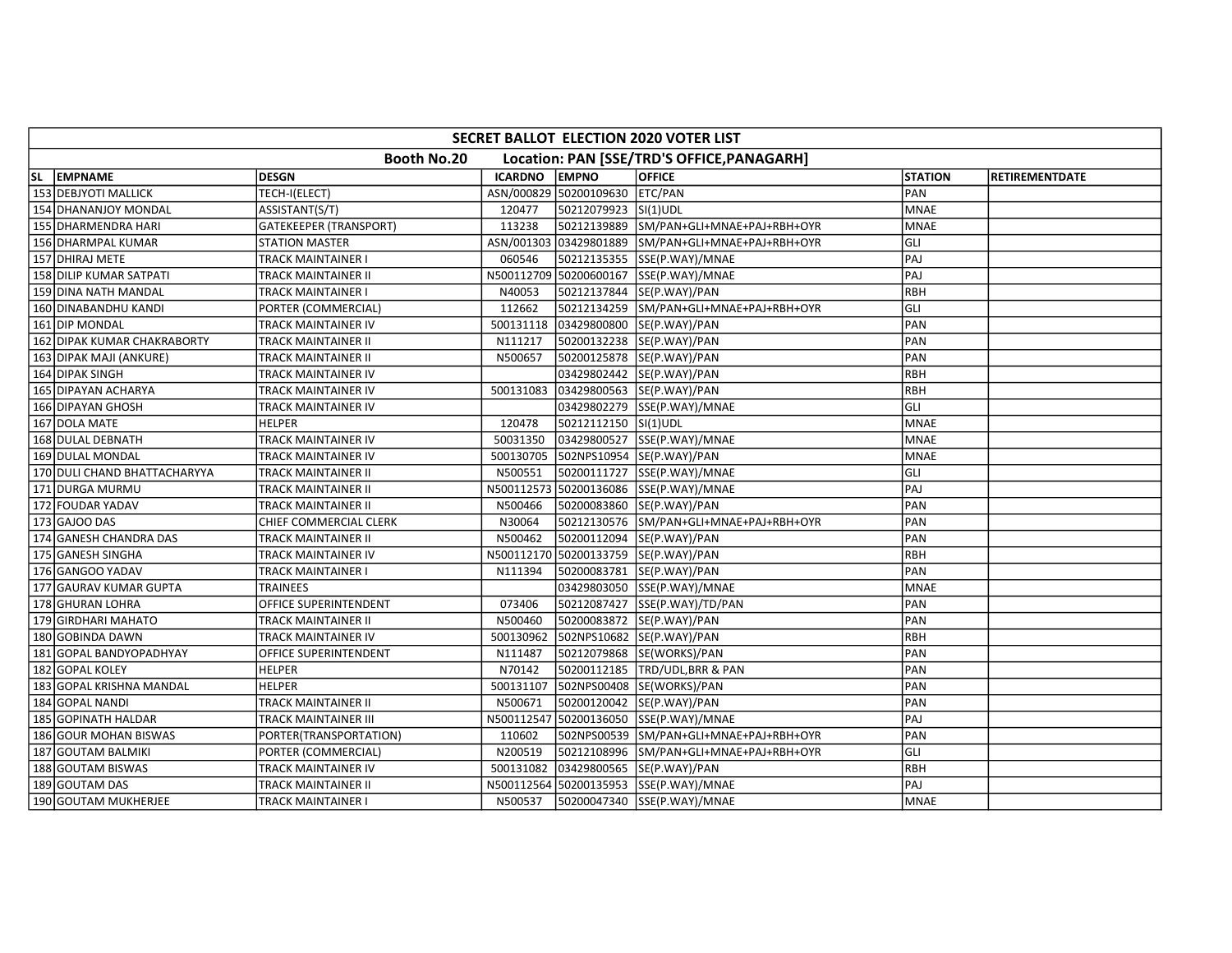| SECRET BALLOT ELECTION 2020 VOTER LIST | | | | | | | |
|---|---|---|---|---|---|---|---|
| Booth No.20 Location: PAN [SSE/TRD'S OFFICE,PANAGARH] | | | | | | | |
| SL | EMPNAME | DESGN | ICARDNO | EMPNO | OFFICE | STATION | RETIREMENTDATE |
| 153 | DEBJYOTI MALLICK | TECH-I(ELECT) | ASN/000829 | 50200109630 | ETC/PAN | PAN | |
| 154 | DHANANJOY MONDAL | ASSISTANT(S/T) | 120477 | 50212079923 | SI(1)UDL | MNAE | |
| 155 | DHARMENDRA HARI | GATEKEEPER (TRANSPORT) | 113238 | 50212139889 | SM/PAN+GLI+MNAE+PAJ+RBH+OYR | MNAE | |
| 156 | DHARMPAL KUMAR | STATION MASTER | ASN/001303 | 03429801889 | SM/PAN+GLI+MNAE+PAJ+RBH+OYR | GLI | |
| 157 | DHIRAJ METE | TRACK MAINTAINER I | 060546 | 50212135355 | SSE(P.WAY)/MNAE | PAJ | |
| 158 | DILIP KUMAR SATPATI | TRACK MAINTAINER II | N500112709 | 50200600167 | SSE(P.WAY)/MNAE | PAJ | |
| 159 | DINA NATH MANDAL | TRACK MAINTAINER I | N40053 | 50212137844 | SE(P.WAY)/PAN | RBH | |
| 160 | DINABANDHU KANDI | PORTER (COMMERCIAL) | 112662 | 50212134259 | SM/PAN+GLI+MNAE+PAJ+RBH+OYR | GLI | |
| 161 | DIP MONDAL | TRACK MAINTAINER IV | 500131118 | 03429800800 | SE(P.WAY)/PAN | PAN | |
| 162 | DIPAK KUMAR CHAKRABORTY | TRACK MAINTAINER II | N111217 | 50200132238 | SE(P.WAY)/PAN | PAN | |
| 163 | DIPAK MAJI (ANKURE) | TRACK MAINTAINER II | N500657 | 50200125878 | SE(P.WAY)/PAN | PAN | |
| 164 | DIPAK SINGH | TRACK MAINTAINER IV | | 03429802442 | SE(P.WAY)/PAN | RBH | |
| 165 | DIPAYAN ACHARYA | TRACK MAINTAINER IV | 500131083 | 03429800563 | SE(P.WAY)/PAN | RBH | |
| 166 | DIPAYAN GHOSH | TRACK MAINTAINER IV | | 03429802279 | SSE(P.WAY)/MNAE | GLI | |
| 167 | DOLA MATE | HELPER | 120478 | 50212112150 | SI(1)UDL | MNAE | |
| 168 | DULAL DEBNATH | TRACK MAINTAINER IV | 50031350 | 03429800527 | SSE(P.WAY)/MNAE | MNAE | |
| 169 | DULAL MONDAL | TRACK MAINTAINER IV | 500130705 | 502NPS10954 | SE(P.WAY)/PAN | MNAE | |
| 170 | DULI CHAND BHATTACHARYYA | TRACK MAINTAINER II | N500551 | 50200111727 | SSE(P.WAY)/MNAE | GLI | |
| 171 | DURGA MURMU | TRACK MAINTAINER II | N500112573 | 50200136086 | SSE(P.WAY)/MNAE | PAJ | |
| 172 | FOUDAR YADAV | TRACK MAINTAINER II | N500466 | 50200083860 | SE(P.WAY)/PAN | PAN | |
| 173 | GAJOO DAS | CHIEF COMMERCIAL CLERK | N30064 | 50212130576 | SM/PAN+GLI+MNAE+PAJ+RBH+OYR | PAN | |
| 174 | GANESH CHANDRA DAS | TRACK MAINTAINER II | N500462 | 50200112094 | SE(P.WAY)/PAN | PAN | |
| 175 | GANESH SINGHA | TRACK MAINTAINER IV | N500112170 | 50200133759 | SE(P.WAY)/PAN | RBH | |
| 176 | GANGOO YADAV | TRACK MAINTAINER I | N111394 | 50200083781 | SE(P.WAY)/PAN | PAN | |
| 177 | GAURAV KUMAR GUPTA | TRAINEES | | 03429803050 | SSE(P.WAY)/MNAE | MNAE | |
| 178 | GHURAN LOHRA | OFFICE SUPERINTENDENT | 073406 | 50212087427 | SSE(P.WAY)/TD/PAN | PAN | |
| 179 | GIRDHARI MAHATO | TRACK MAINTAINER II | N500460 | 50200083872 | SE(P.WAY)/PAN | PAN | |
| 180 | GOBINDA DAWN | TRACK MAINTAINER IV | 500130962 | 502NPS10682 | SE(P.WAY)/PAN | RBH | |
| 181 | GOPAL BANDYOPADHYAY | OFFICE SUPERINTENDENT | N111487 | 50212079868 | SE(WORKS)/PAN | PAN | |
| 182 | GOPAL KOLEY | HELPER | N70142 | 50200112185 | TRD/UDL,BRR & PAN | PAN | |
| 183 | GOPAL KRISHNA MANDAL | HELPER | 500131107 | 502NPS00408 | SE(WORKS)/PAN | PAN | |
| 184 | GOPAL NANDI | TRACK MAINTAINER II | N500671 | 50200120042 | SE(P.WAY)/PAN | PAN | |
| 185 | GOPINATH HALDAR | TRACK MAINTAINER III | N500112547 | 50200136050 | SSE(P.WAY)/MNAE | PAJ | |
| 186 | GOUR MOHAN BISWAS | PORTER(TRANSPORTATION) | 110602 | 502NPS00539 | SM/PAN+GLI+MNAE+PAJ+RBH+OYR | PAN | |
| 187 | GOUTAM BALMIKI | PORTER (COMMERCIAL) | N200519 | 50212108996 | SM/PAN+GLI+MNAE+PAJ+RBH+OYR | GLI | |
| 188 | GOUTAM BISWAS | TRACK MAINTAINER IV | 500131082 | 03429800565 | SE(P.WAY)/PAN | RBH | |
| 189 | GOUTAM DAS | TRACK MAINTAINER II | N500112564 | 50200135953 | SSE(P.WAY)/MNAE | PAJ | |
| 190 | GOUTAM MUKHERJEE | TRACK MAINTAINER I | N500537 | 50200047340 | SSE(P.WAY)/MNAE | MNAE | |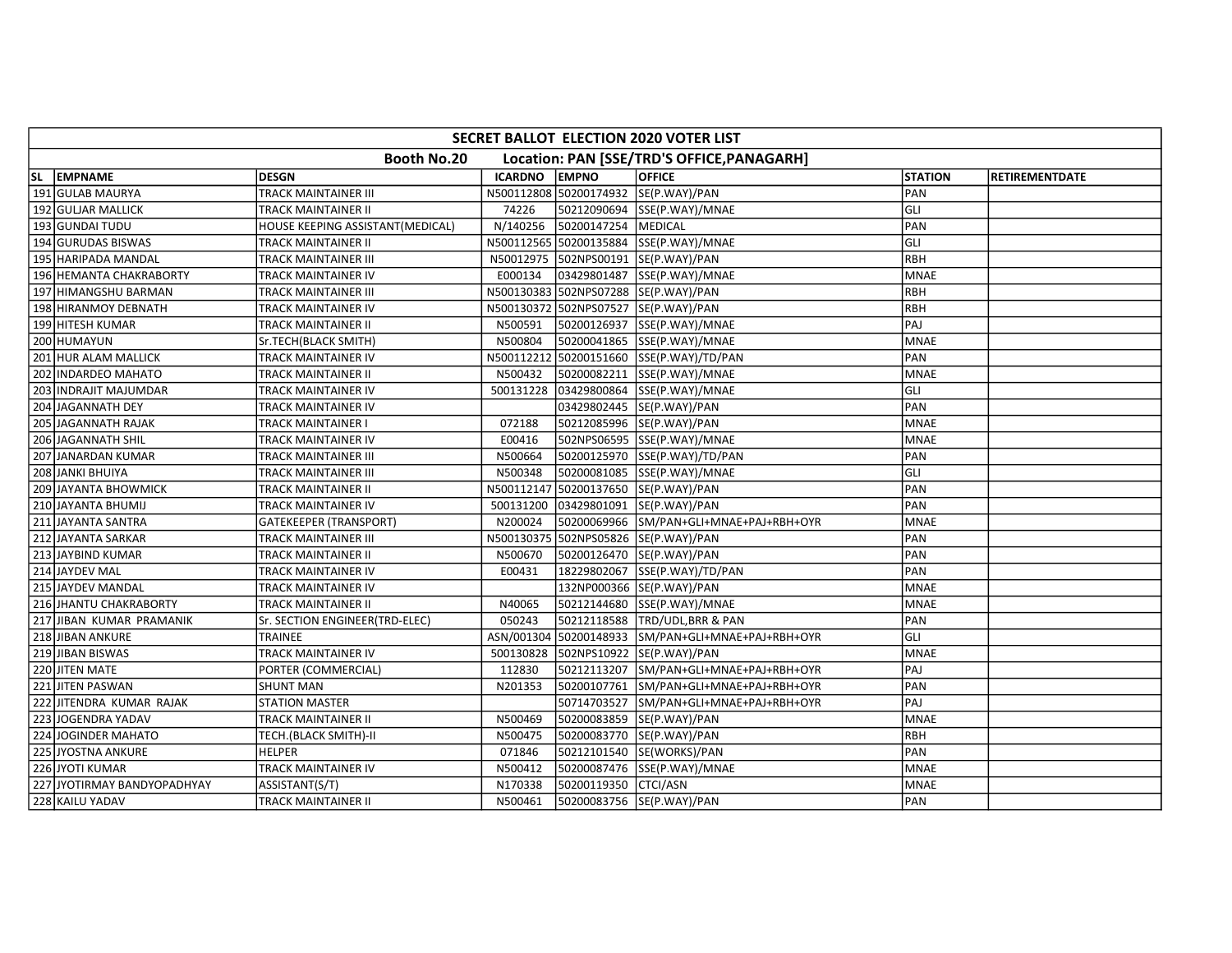| SECRET BALLOT ELECTION 2020 VOTER LIST | | | | | | | |
|---|---|---|---|---|---|---|---|
| Booth No.20 | | Location: PAN [SSE/TRD'S OFFICE,PANAGARH] | | | | | |
| SL EMPNAME | DESGN | ICARDNO | EMPNO | OFFICE | STATION | RETIREMENTDATE | |
| 191 GULAB MAURYA | TRACK MAINTAINER III | N500112808 | 50200174932 | SE(P.WAY)/PAN | PAN | | |
| 192 GULJAR MALLICK | TRACK MAINTAINER II | 74226 | 50212090694 | SSE(P.WAY)/MNAE | GLI | | |
| 193 GUNDAI TUDU | HOUSE KEEPING ASSISTANT(MEDICAL) | N/140256 | 50200147254 | MEDICAL | PAN | | |
| 194 GURUDAS BISWAS | TRACK MAINTAINER II | N500112565 | 50200135884 | SSE(P.WAY)/MNAE | GLI | | |
| 195 HARIPADA MANDAL | TRACK MAINTAINER III | N50012975 | 502NPS00191 | SE(P.WAY)/PAN | RBH | | |
| 196 HEMANTA CHAKRABORTY | TRACK MAINTAINER IV | E000134 | 03429801487 | SSE(P.WAY)/MNAE | MNAE | | |
| 197 HIMANGSHU BARMAN | TRACK MAINTAINER III | N500130383 | 502NPS07288 | SE(P.WAY)/PAN | RBH | | |
| 198 HIRANMOY DEBNATH | TRACK MAINTAINER IV | N500130372 | 502NPS07527 | SE(P.WAY)/PAN | RBH | | |
| 199 HITESH KUMAR | TRACK MAINTAINER II | N500591 | 50200126937 | SSE(P.WAY)/MNAE | PAJ | | |
| 200 HUMAYUN | Sr.TECH(BLACK SMITH) | N500804 | 50200041865 | SSE(P.WAY)/MNAE | MNAE | | |
| 201 HUR ALAM MALLICK | TRACK MAINTAINER IV | N500112212 | 50200151660 | SSE(P.WAY)/TD/PAN | PAN | | |
| 202 INDARDEO MAHATO | TRACK MAINTAINER II | N500432 | 50200082211 | SSE(P.WAY)/MNAE | MNAE | | |
| 203 INDRAJIT MAJUMDAR | TRACK MAINTAINER IV | 500131228 | 03429800864 | SSE(P.WAY)/MNAE | GLI | | |
| 204 JAGANNATH DEY | TRACK MAINTAINER IV | | 03429802445 | SE(P.WAY)/PAN | PAN | | |
| 205 JAGANNATH RAJAK | TRACK MAINTAINER I | 072188 | 50212085996 | SE(P.WAY)/PAN | MNAE | | |
| 206 JAGANNATH SHIL | TRACK MAINTAINER IV | E00416 | 502NPS06595 | SSE(P.WAY)/MNAE | MNAE | | |
| 207 JANARDAN KUMAR | TRACK MAINTAINER III | N500664 | 50200125970 | SSE(P.WAY)/TD/PAN | PAN | | |
| 208 JANKI BHUIYA | TRACK MAINTAINER III | N500348 | 50200081085 | SSE(P.WAY)/MNAE | GLI | | |
| 209 JAYANTA BHOWMICK | TRACK MAINTAINER II | N500112147 | 50200137650 | SE(P.WAY)/PAN | PAN | | |
| 210 JAYANTA BHUMIJ | TRACK MAINTAINER IV | 500131200 | 03429801091 | SE(P.WAY)/PAN | PAN | | |
| 211 JAYANTA SANTRA | GATEKEEPER (TRANSPORT) | N200024 | 50200069966 | SM/PAN+GLI+MNAE+PAJ+RBH+OYR | MNAE | | |
| 212 JAYANTA SARKAR | TRACK MAINTAINER III | N500130375 | 502NPS05826 | SE(P.WAY)/PAN | PAN | | |
| 213 JAYBIND KUMAR | TRACK MAINTAINER II | N500670 | 50200126470 | SE(P.WAY)/PAN | PAN | | |
| 214 JAYDEV MAL | TRACK MAINTAINER IV | E00431 | 18229802067 | SSE(P.WAY)/TD/PAN | PAN | | |
| 215 JAYDEV MANDAL | TRACK MAINTAINER IV | | 132NP000366 | SE(P.WAY)/PAN | MNAE | | |
| 216 JHANTU CHAKRABORTY | TRACK MAINTAINER II | N40065 | 50212144680 | SSE(P.WAY)/MNAE | MNAE | | |
| 217 JIBAN KUMAR PRAMANIK | Sr. SECTION ENGINEER(TRD-ELEC) | 050243 | 50212118588 | TRD/UDL,BRR & PAN | PAN | | |
| 218 JIBAN ANKURE | TRAINEE | ASN/001304 | 50200148933 | SM/PAN+GLI+MNAE+PAJ+RBH+OYR | GLI | | |
| 219 JIBAN BISWAS | TRACK MAINTAINER IV | 500130828 | 502NPS10922 | SE(P.WAY)/PAN | MNAE | | |
| 220 JITEN MATE | PORTER (COMMERCIAL) | 112830 | 50212113207 | SM/PAN+GLI+MNAE+PAJ+RBH+OYR | PAJ | | |
| 221 JITEN PASWAN | SHUNT MAN | N201353 | 50200107761 | SM/PAN+GLI+MNAE+PAJ+RBH+OYR | PAN | | |
| 222 JITENDRA KUMAR RAJAK | STATION MASTER | | 50714703527 | SM/PAN+GLI+MNAE+PAJ+RBH+OYR | PAJ | | |
| 223 JOGENDRA YADAV | TRACK MAINTAINER II | N500469 | 50200083859 | SE(P.WAY)/PAN | MNAE | | |
| 224 JOGINDER MAHATO | TECH.(BLACK SMITH)-II | N500475 | 50200083770 | SE(P.WAY)/PAN | RBH | | |
| 225 JYOSTNA ANKURE | HELPER | 071846 | 50212101540 | SE(WORKS)/PAN | PAN | | |
| 226 JYOTI KUMAR | TRACK MAINTAINER IV | N500412 | 50200087476 | SSE(P.WAY)/MNAE | MNAE | | |
| 227 JYOTIRMAY BANDYOPADHYAY | ASSISTANT(S/T) | N170338 | 50200119350 | CTCI/ASN | MNAE | | |
| 228 KAILU YADAV | TRACK MAINTAINER II | N500461 | 50200083756 | SE(P.WAY)/PAN | PAN | | |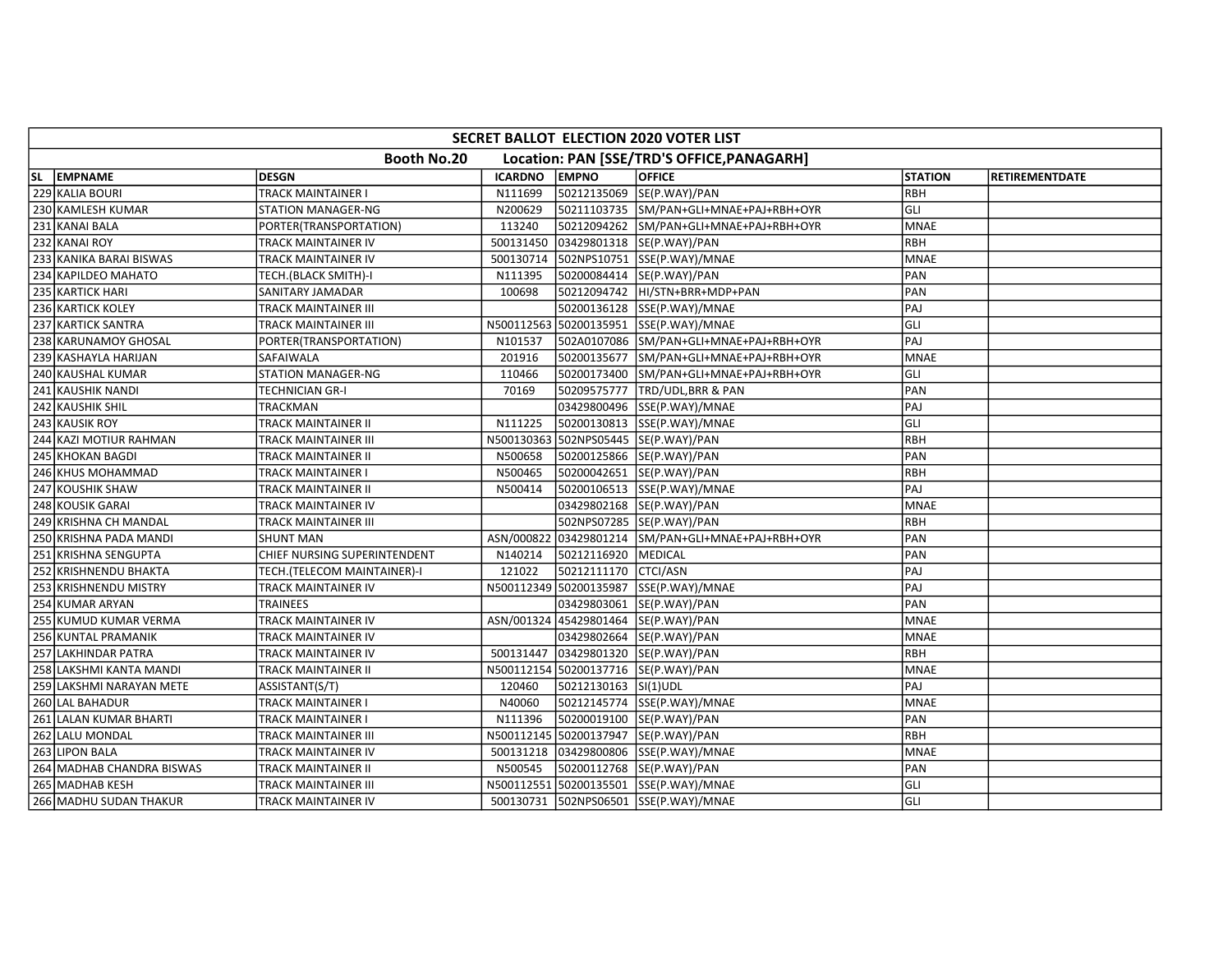| SECRET BALLOT ELECTION 2020 VOTER LIST | | | | | | | |
|---|---|---|---|---|---|---|---|
| Booth No.20 | | Location: PAN [SSE/TRD'S OFFICE,PANAGARH] | | | | | |
| SL EMPNAME | DESGN | ICARDNO | EMPNO | OFFICE | STATION | RETIREMENTDATE | |
| 229 KALIA BOURI | TRACK MAINTAINER I | N111699 | 50212135069 | SE(P.WAY)/PAN | RBH | | |
| 230 KAMLESH KUMAR | STATION MANAGER-NG | N200629 | 50211103735 | SM/PAN+GLI+MNAE+PAJ+RBH+OYR | GLI | | |
| 231 KANAI BALA | PORTER(TRANSPORTATION) | 113240 | 50212094262 | SM/PAN+GLI+MNAE+PAJ+RBH+OYR | MNAE | | |
| 232 KANAI ROY | TRACK MAINTAINER IV | 500131450 | 03429801318 | SE(P.WAY)/PAN | RBH | | |
| 233 KANIKA BARAI BISWAS | TRACK MAINTAINER IV | 500130714 | 502NPS10751 | SSE(P.WAY)/MNAE | MNAE | | |
| 234 KAPILDEO MAHATO | TECH.(BLACK SMITH)-I | N111395 | 50200084414 | SE(P.WAY)/PAN | PAN | | |
| 235 KARTICK HARI | SANITARY JAMADAR | 100698 | 50212094742 | HI/STN+BRR+MDP+PAN | PAN | | |
| 236 KARTICK KOLEY | TRACK MAINTAINER III | | 50200136128 | SSE(P.WAY)/MNAE | PAJ | | |
| 237 KARTICK SANTRA | TRACK MAINTAINER III | N500112563 | 50200135951 | SSE(P.WAY)/MNAE | GLI | | |
| 238 KARUNAMOY GHOSAL | PORTER(TRANSPORTATION) | N101537 | 502A0107086 | SM/PAN+GLI+MNAE+PAJ+RBH+OYR | PAJ | | |
| 239 KASHAYLA HARIJAN | SAFAIWALA | 201916 | 50200135677 | SM/PAN+GLI+MNAE+PAJ+RBH+OYR | MNAE | | |
| 240 KAUSHAL KUMAR | STATION MANAGER-NG | 110466 | 50200173400 | SM/PAN+GLI+MNAE+PAJ+RBH+OYR | GLI | | |
| 241 KAUSHIK NANDI | TECHNICIAN GR-I | 70169 | 50209575777 | TRD/UDL,BRR & PAN | PAN | | |
| 242 KAUSHIK SHIL | TRACKMAN | | 03429800496 | SSE(P.WAY)/MNAE | PAJ | | |
| 243 KAUSIK ROY | TRACK MAINTAINER II | N111225 | 50200130813 | SSE(P.WAY)/MNAE | GLI | | |
| 244 KAZI MOTIUR RAHMAN | TRACK MAINTAINER III | N500130363 | 502NPS05445 | SE(P.WAY)/PAN | RBH | | |
| 245 KHOKAN BAGDI | TRACK MAINTAINER II | N500658 | 50200125866 | SE(P.WAY)/PAN | PAN | | |
| 246 KHUS MOHAMMAD | TRACK MAINTAINER I | N500465 | 50200042651 | SE(P.WAY)/PAN | RBH | | |
| 247 KOUSHIK SHAW | TRACK MAINTAINER II | N500414 | 50200106513 | SSE(P.WAY)/MNAE | PAJ | | |
| 248 KOUSIK GARAI | TRACK MAINTAINER IV | | 03429802168 | SE(P.WAY)/PAN | MNAE | | |
| 249 KRISHNA CH MANDAL | TRACK MAINTAINER III | | 502NPS07285 | SE(P.WAY)/PAN | RBH | | |
| 250 KRISHNA PADA MANDI | SHUNT MAN | ASN/000822 | 03429801214 | SM/PAN+GLI+MNAE+PAJ+RBH+OYR | PAN | | |
| 251 KRISHNA SENGUPTA | CHIEF NURSING SUPERINTENDENT | N140214 | 50212116920 | MEDICAL | PAN | | |
| 252 KRISHNENDU BHAKTA | TECH.(TELECOM MAINTAINER)-I | 121022 | 50212111170 | CTCI/ASN | PAJ | | |
| 253 KRISHNENDU MISTRY | TRACK MAINTAINER IV | N500112349 | 50200135987 | SSE(P.WAY)/MNAE | PAJ | | |
| 254 KUMAR ARYAN | TRAINEES | | 03429803061 | SE(P.WAY)/PAN | PAN | | |
| 255 KUMUD KUMAR VERMA | TRACK MAINTAINER IV | ASN/001324 | 45429801464 | SE(P.WAY)/PAN | MNAE | | |
| 256 KUNTAL PRAMANIK | TRACK MAINTAINER IV | | 03429802664 | SE(P.WAY)/PAN | MNAE | | |
| 257 LAKHINDAR PATRA | TRACK MAINTAINER IV | 500131447 | 03429801320 | SE(P.WAY)/PAN | RBH | | |
| 258 LAKSHMI KANTA MANDI | TRACK MAINTAINER II | N500112154 | 50200137716 | SE(P.WAY)/PAN | MNAE | | |
| 259 LAKSHMI NARAYAN METE | ASSISTANT(S/T) | 120460 | 50212130163 | SI(1)UDL | PAJ | | |
| 260 LAL BAHADUR | TRACK MAINTAINER I | N40060 | 50212145774 | SSE(P.WAY)/MNAE | MNAE | | |
| 261 LALAN KUMAR BHARTI | TRACK MAINTAINER I | N111396 | 50200019100 | SE(P.WAY)/PAN | PAN | | |
| 262 LALU MONDAL | TRACK MAINTAINER III | N500112145 | 50200137947 | SE(P.WAY)/PAN | RBH | | |
| 263 LIPON BALA | TRACK MAINTAINER IV | 500131218 | 03429800806 | SSE(P.WAY)/MNAE | MNAE | | |
| 264 MADHAB CHANDRA BISWAS | TRACK MAINTAINER II | N500545 | 50200112768 | SE(P.WAY)/PAN | PAN | | |
| 265 MADHAB KESH | TRACK MAINTAINER III | N500112551 | 50200135501 | SSE(P.WAY)/MNAE | GLI | | |
| 266 MADHU SUDAN THAKUR | TRACK MAINTAINER IV | 500130731 | 502NPS06501 | SSE(P.WAY)/MNAE | GLI | | |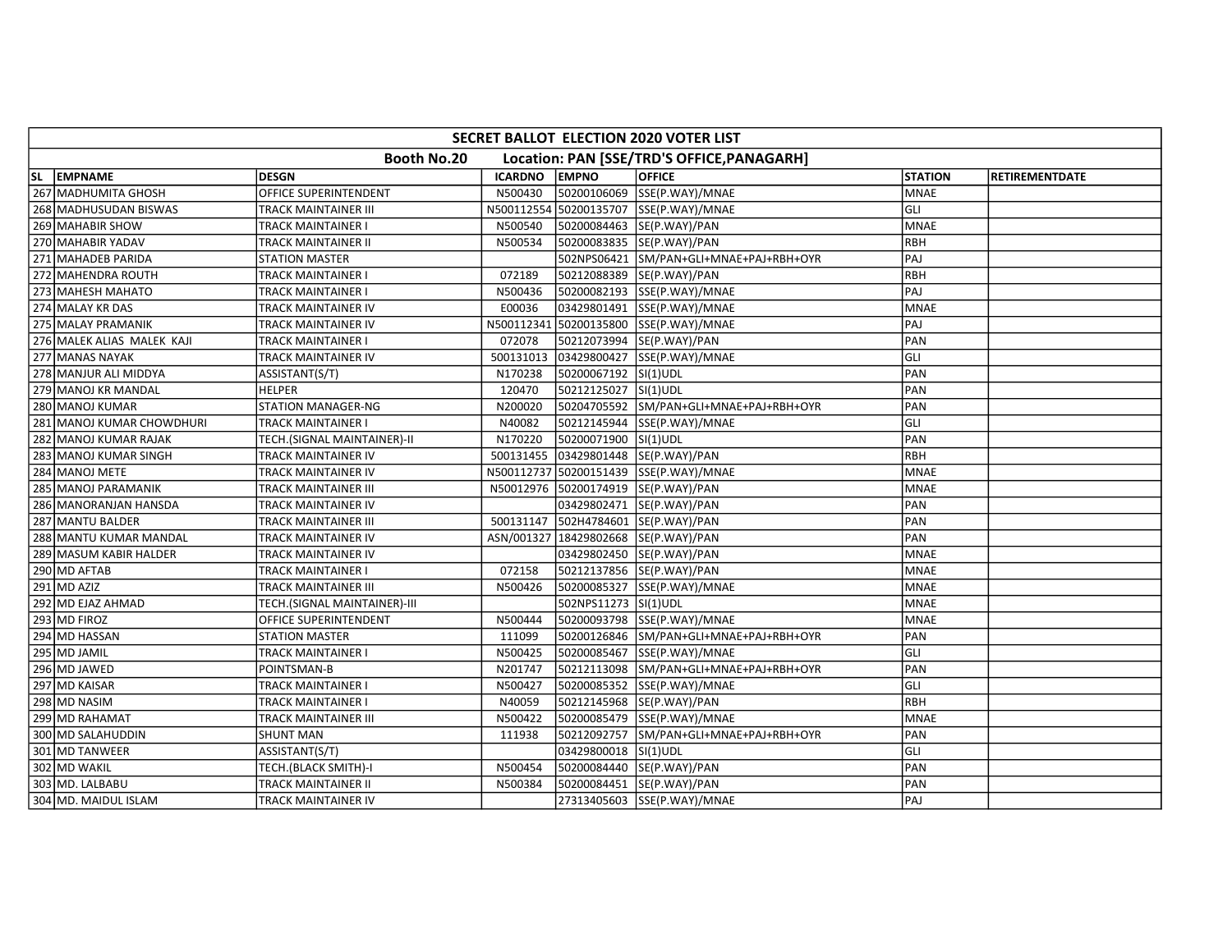| SECRET BALLOT ELECTION 2020 VOTER LIST | | | | | | | |
|---|---|---|---|---|---|---|---|
| Booth No.20 Location: PAN [SSE/TRD'S OFFICE,PANAGARH] | | | | | | | |
| SL EMPNAME | DESGN | ICARDNO | EMPNO | OFFICE | STATION | RETIREMENTDATE | |
| 267 MADHUMITA GHOSH | OFFICE SUPERINTENDENT | N500430 | 50200106069 | SSE(P.WAY)/MNAE | MNAE | | |
| 268 MADHUSUDAN BISWAS | TRACK MAINTAINER III | N500112554 | 50200135707 | SSE(P.WAY)/MNAE | GLI | | |
| 269 MAHABIR SHOW | TRACK MAINTAINER I | N500540 | 50200084463 | SE(P.WAY)/PAN | MNAE | | |
| 270 MAHABIR YADAV | TRACK MAINTAINER II | N500534 | 50200083835 | SE(P.WAY)/PAN | RBH | | |
| 271 MAHADEB PARIDA | STATION MASTER | | 502NPS06421 | SM/PAN+GLI+MNAE+PAJ+RBH+OYR | PAJ | | |
| 272 MAHENDRA ROUTH | TRACK MAINTAINER I | 072189 | 50212088389 | SE(P.WAY)/PAN | RBH | | |
| 273 MAHESH MAHATO | TRACK MAINTAINER I | N500436 | 50200082193 | SSE(P.WAY)/MNAE | PAJ | | |
| 274 MALAY KR DAS | TRACK MAINTAINER IV | E00036 | 03429801491 | SSE(P.WAY)/MNAE | MNAE | | |
| 275 MALAY PRAMANIK | TRACK MAINTAINER IV | N500112341 | 50200135800 | SSE(P.WAY)/MNAE | PAJ | | |
| 276 MALEK ALIAS MALEK KAJI | TRACK MAINTAINER I | 072078 | 50212073994 | SE(P.WAY)/PAN | PAN | | |
| 277 MANAS NAYAK | TRACK MAINTAINER IV | 500131013 | 03429800427 | SSE(P.WAY)/MNAE | GLI | | |
| 278 MANJUR ALI MIDDYA | ASSISTANT(S/T) | N170238 | 50200067192 | SI(1)UDL | PAN | | |
| 279 MANOJ KR MANDAL | HELPER | 120470 | 50212125027 | SI(1)UDL | PAN | | |
| 280 MANOJ KUMAR | STATION MANAGER-NG | N200020 | 50204705592 | SM/PAN+GLI+MNAE+PAJ+RBH+OYR | PAN | | |
| 281 MANOJ KUMAR CHOWDHURI | TRACK MAINTAINER I | N40082 | 50212145944 | SSE(P.WAY)/MNAE | GLI | | |
| 282 MANOJ KUMAR RAJAK | TECH.(SIGNAL MAINTAINER)-II | N170220 | 50200071900 | SI(1)UDL | PAN | | |
| 283 MANOJ KUMAR SINGH | TRACK MAINTAINER IV | 500131455 | 03429801448 | SE(P.WAY)/PAN | RBH | | |
| 284 MANOJ METE | TRACK MAINTAINER IV | N500112737 | 50200151439 | SSE(P.WAY)/MNAE | MNAE | | |
| 285 MANOJ PARAMANIK | TRACK MAINTAINER III | N50012976 | 50200174919 | SE(P.WAY)/PAN | MNAE | | |
| 286 MANORANJAN HANSDA | TRACK MAINTAINER IV | | 03429802471 | SE(P.WAY)/PAN | PAN | | |
| 287 MANTU BALDER | TRACK MAINTAINER III | 500131147 | 502H4784601 | SE(P.WAY)/PAN | PAN | | |
| 288 MANTU KUMAR MANDAL | TRACK MAINTAINER IV | ASN/001327 | 18429802668 | SE(P.WAY)/PAN | PAN | | |
| 289 MASUM KABIR HALDER | TRACK MAINTAINER IV | | 03429802450 | SE(P.WAY)/PAN | MNAE | | |
| 290 MD AFTAB | TRACK MAINTAINER I | 072158 | 50212137856 | SE(P.WAY)/PAN | MNAE | | |
| 291 MD AZIZ | TRACK MAINTAINER III | N500426 | 50200085327 | SSE(P.WAY)/MNAE | MNAE | | |
| 292 MD EJAZ AHMAD | TECH.(SIGNAL MAINTAINER)-III | | 502NPS11273 | SI(1)UDL | MNAE | | |
| 293 MD FIROZ | OFFICE SUPERINTENDENT | N500444 | 50200093798 | SSE(P.WAY)/MNAE | MNAE | | |
| 294 MD HASSAN | STATION MASTER | 111099 | 50200126846 | SM/PAN+GLI+MNAE+PAJ+RBH+OYR | PAN | | |
| 295 MD JAMIL | TRACK MAINTAINER I | N500425 | 50200085467 | SSE(P.WAY)/MNAE | GLI | | |
| 296 MD JAWED | POINTSMAN-B | N201747 | 50212113098 | SM/PAN+GLI+MNAE+PAJ+RBH+OYR | PAN | | |
| 297 MD KAISAR | TRACK MAINTAINER I | N500427 | 50200085352 | SSE(P.WAY)/MNAE | GLI | | |
| 298 MD NASIM | TRACK MAINTAINER I | N40059 | 50212145968 | SE(P.WAY)/PAN | RBH | | |
| 299 MD RAHAMAT | TRACK MAINTAINER III | N500422 | 50200085479 | SSE(P.WAY)/MNAE | MNAE | | |
| 300 MD SALAHUDDIN | SHUNT MAN | 111938 | 50212092757 | SM/PAN+GLI+MNAE+PAJ+RBH+OYR | PAN | | |
| 301 MD TANWEER | ASSISTANT(S/T) | | 03429800018 | SI(1)UDL | GLI | | |
| 302 MD WAKIL | TECH.(BLACK SMITH)-I | N500454 | 50200084440 | SE(P.WAY)/PAN | PAN | | |
| 303 MD. LALBABU | TRACK MAINTAINER II | N500384 | 50200084451 | SE(P.WAY)/PAN | PAN | | |
| 304 MD. MAIDUL ISLAM | TRACK MAINTAINER IV | | 27313405603 | SSE(P.WAY)/MNAE | PAJ | | |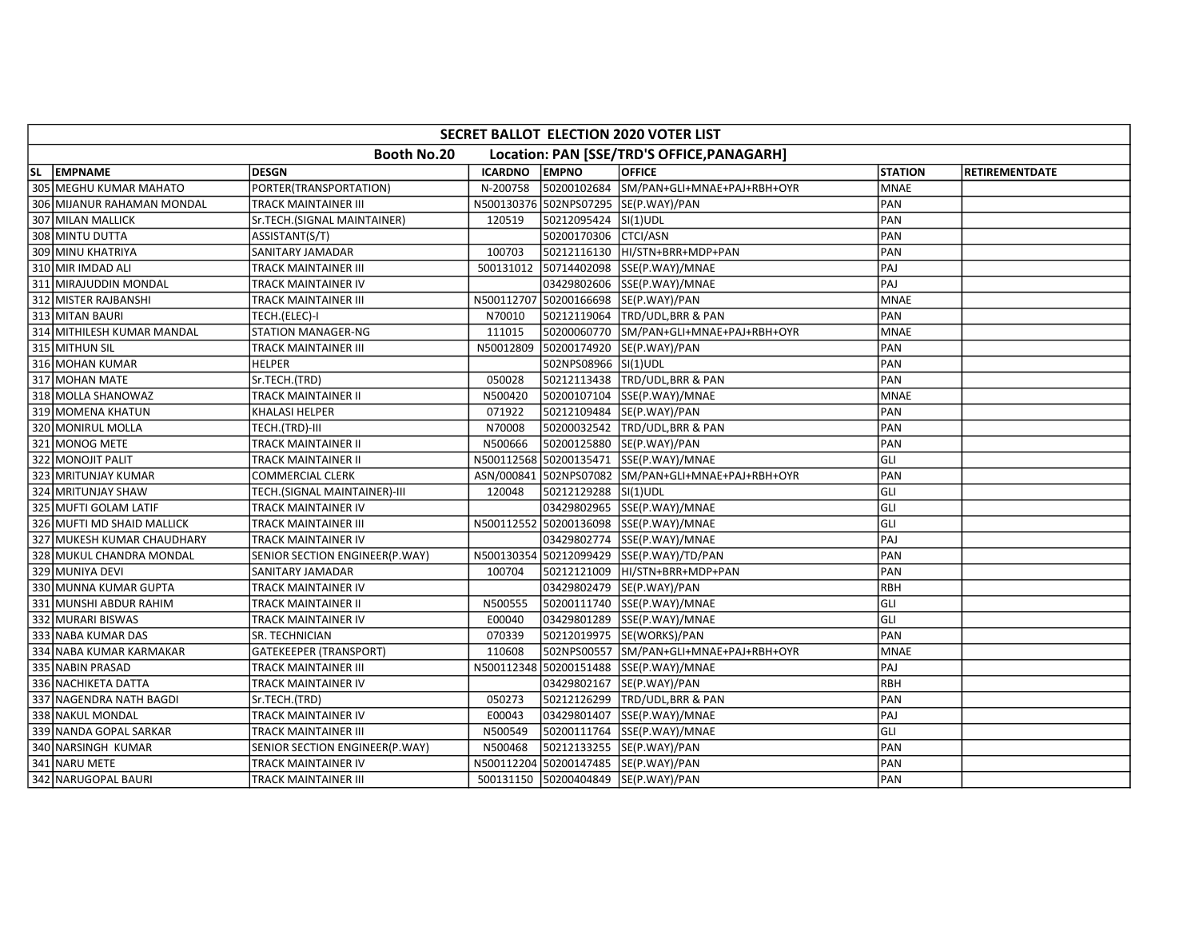| SECRET BALLOT ELECTION 2020 VOTER LIST | | | | | | | |
|---|---|---|---|---|---|---|---|
| Booth No.20 | | Location: PAN [SSE/TRD'S OFFICE,PANAGARH] | | | | | |
| SL | EMPNAME | DESGN | ICARDNO | EMPNO | OFFICE | STATION | RETIREMENTDATE |
| 305 | MEGHU KUMAR MAHATO | PORTER(TRANSPORTATION) | N-200758 | 50200102684 | SM/PAN+GLI+MNAE+PAJ+RBH+OYR | MNAE | |
| 306 | MIJANUR RAHAMAN MONDAL | TRACK MAINTAINER III | N500130376 | 502NPS07295 | SE(P.WAY)/PAN | PAN | |
| 307 | MILAN MALLICK | Sr.TECH.(SIGNAL MAINTAINER) | 120519 | 50212095424 | SI(1)UDL | PAN | |
| 308 | MINTU DUTTA | ASSISTANT(S/T) | | 50200170306 | CTCI/ASN | PAN | |
| 309 | MINU KHATRIYA | SANITARY JAMADAR | 100703 | 50212116130 | HI/STN+BRR+MDP+PAN | PAN | |
| 310 | MIR IMDAD ALI | TRACK MAINTAINER III | 500131012 | 50714402098 | SSE(P.WAY)/MNAE | PAJ | |
| 311 | MIRAJUDDIN MONDAL | TRACK MAINTAINER IV | | 03429802606 | SSE(P.WAY)/MNAE | PAJ | |
| 312 | MISTER RAJBANSHI | TRACK MAINTAINER III | N500112707 | 50200166698 | SE(P.WAY)/PAN | MNAE | |
| 313 | MITAN BAURI | TECH.(ELEC)-I | N70010 | 50212119064 | TRD/UDL,BRR & PAN | PAN | |
| 314 | MITHILESH KUMAR MANDAL | STATION MANAGER-NG | 111015 | 50200060770 | SM/PAN+GLI+MNAE+PAJ+RBH+OYR | MNAE | |
| 315 | MITHUN SIL | TRACK MAINTAINER III | N50012809 | 50200174920 | SE(P.WAY)/PAN | PAN | |
| 316 | MOHAN KUMAR | HELPER | | 502NPS08966 | SI(1)UDL | PAN | |
| 317 | MOHAN MATE | Sr.TECH.(TRD) | 050028 | 50212113438 | TRD/UDL,BRR & PAN | PAN | |
| 318 | MOLLA SHANOWAZ | TRACK MAINTAINER II | N500420 | 50200107104 | SSE(P.WAY)/MNAE | MNAE | |
| 319 | MOMENA KHATUN | KHALASI HELPER | 071922 | 50212109484 | SE(P.WAY)/PAN | PAN | |
| 320 | MONIRUL MOLLA | TECH.(TRD)-III | N70008 | 50200032542 | TRD/UDL,BRR & PAN | PAN | |
| 321 | MONOG METE | TRACK MAINTAINER II | N500666 | 50200125880 | SE(P.WAY)/PAN | PAN | |
| 322 | MONOJIT PALIT | TRACK MAINTAINER II | N500112568 | 50200135471 | SSE(P.WAY)/MNAE | GLI | |
| 323 | MRITUNJAY KUMAR | COMMERCIAL CLERK | ASN/000841 | 502NPS07082 | SM/PAN+GLI+MNAE+PAJ+RBH+OYR | PAN | |
| 324 | MRITUNJAY SHAW | TECH.(SIGNAL MAINTAINER)-III | 120048 | 50212129288 | SI(1)UDL | GLI | |
| 325 | MUFTI GOLAM LATIF | TRACK MAINTAINER IV | | 03429802965 | SSE(P.WAY)/MNAE | GLI | |
| 326 | MUFTI MD SHAID MALLICK | TRACK MAINTAINER III | N500112552 | 50200136098 | SSE(P.WAY)/MNAE | GLI | |
| 327 | MUKESH KUMAR CHAUDHARY | TRACK MAINTAINER IV | | 03429802774 | SSE(P.WAY)/MNAE | PAJ | |
| 328 | MUKUL CHANDRA MONDAL | SENIOR SECTION ENGINEER(P.WAY) | N500130354 | 50212099429 | SSE(P.WAY)/TD/PAN | PAN | |
| 329 | MUNIYA DEVI | SANITARY JAMADAR | 100704 | 50212121009 | HI/STN+BRR+MDP+PAN | PAN | |
| 330 | MUNNA KUMAR GUPTA | TRACK MAINTAINER IV | | 03429802479 | SE(P.WAY)/PAN | RBH | |
| 331 | MUNSHI ABDUR RAHIM | TRACK MAINTAINER II | N500555 | 50200111740 | SSE(P.WAY)/MNAE | GLI | |
| 332 | MURARI BISWAS | TRACK MAINTAINER IV | E00040 | 03429801289 | SSE(P.WAY)/MNAE | GLI | |
| 333 | NABA KUMAR DAS | SR. TECHNICIAN | 070339 | 50212019975 | SE(WORKS)/PAN | PAN | |
| 334 | NABA KUMAR KARMAKAR | GATEKEEPER (TRANSPORT) | 110608 | 502NPS00557 | SM/PAN+GLI+MNAE+PAJ+RBH+OYR | MNAE | |
| 335 | NABIN PRASAD | TRACK MAINTAINER III | N500112348 | 50200151488 | SSE(P.WAY)/MNAE | PAJ | |
| 336 | NACHIKETA DATTA | TRACK MAINTAINER IV | | 03429802167 | SE(P.WAY)/PAN | RBH | |
| 337 | NAGENDRA NATH BAGDI | Sr.TECH.(TRD) | 050273 | 50212126299 | TRD/UDL,BRR & PAN | PAN | |
| 338 | NAKUL MONDAL | TRACK MAINTAINER IV | E00043 | 03429801407 | SSE(P.WAY)/MNAE | PAJ | |
| 339 | NANDA GOPAL SARKAR | TRACK MAINTAINER III | N500549 | 50200111764 | SSE(P.WAY)/MNAE | GLI | |
| 340 | NARSINGH KUMAR | SENIOR SECTION ENGINEER(P.WAY) | N500468 | 50212133255 | SE(P.WAY)/PAN | PAN | |
| 341 | NARU METE | TRACK MAINTAINER IV | N500112204 | 50200147485 | SE(P.WAY)/PAN | PAN | |
| 342 | NARUGOPAL BAURI | TRACK MAINTAINER III | 500131150 | 50200404849 | SE(P.WAY)/PAN | PAN | |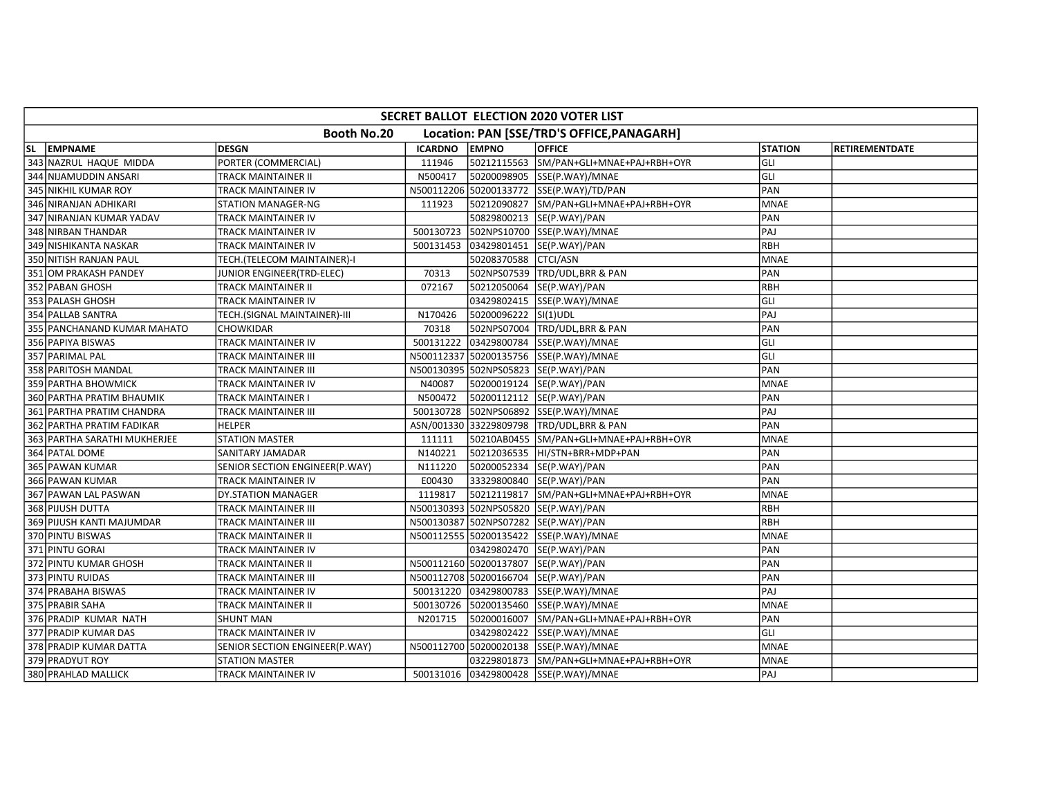| SECRET BALLOT ELECTION 2020 VOTER LIST | | | | | | | |
|---|---|---|---|---|---|---|---|
| Booth No.20 | | Location: PAN [SSE/TRD'S OFFICE,PANAGARH] | | | | | |
| SL EMPNAME | DESGN | ICARDNO | EMPNO | OFFICE | STATION | RETIREMENTDATE | |
| 343 NAZRUL HAQUE MIDDA | PORTER (COMMERCIAL) | 111946 | 50212115563 | SM/PAN+GLI+MNAE+PAJ+RBH+OYR | GLI | | |
| 344 NIJAMUDDIN ANSARI | TRACK MAINTAINER II | N500417 | 50200098905 | SSE(P.WAY)/MNAE | GLI | | |
| 345 NIKHIL KUMAR ROY | TRACK MAINTAINER IV | N500112206 | 50200133772 | SSE(P.WAY)/TD/PAN | PAN | | |
| 346 NIRANJAN ADHIKARI | STATION MANAGER-NG | 111923 | 50212090827 | SM/PAN+GLI+MNAE+PAJ+RBH+OYR | MNAE | | |
| 347 NIRANJAN KUMAR YADAV | TRACK MAINTAINER IV | | 50829800213 | SE(P.WAY)/PAN | PAN | | |
| 348 NIRBAN THANDAR | TRACK MAINTAINER IV | 500130723 | 502NPS10700 | SSE(P.WAY)/MNAE | PAJ | | |
| 349 NISHIKANTA NASKAR | TRACK MAINTAINER IV | 500131453 | 03429801451 | SE(P.WAY)/PAN | RBH | | |
| 350 NITISH RANJAN PAUL | TECH.(TELECOM MAINTAINER)-I | | 50208370588 | CTCI/ASN | MNAE | | |
| 351 OM PRAKASH PANDEY | JUNIOR ENGINEER(TRD-ELEC) | 70313 | 502NPS07539 | TRD/UDL,BRR & PAN | PAN | | |
| 352 PABAN GHOSH | TRACK MAINTAINER II | 072167 | 50212050064 | SE(P.WAY)/PAN | RBH | | |
| 353 PALASH GHOSH | TRACK MAINTAINER IV | | 03429802415 | SSE(P.WAY)/MNAE | GLI | | |
| 354 PALLAB SANTRA | TECH.(SIGNAL MAINTAINER)-III | N170426 | 50200096222 | SI(1)UDL | PAJ | | |
| 355 PANCHANAND KUMAR MAHATO | CHOWKIDAR | 70318 | 502NPS07004 | TRD/UDL,BRR & PAN | PAN | | |
| 356 PAPIYA BISWAS | TRACK MAINTAINER IV | 500131222 | 03429800784 | SSE(P.WAY)/MNAE | GLI | | |
| 357 PARIMAL PAL | TRACK MAINTAINER III | N500112337 | 50200135756 | SSE(P.WAY)/MNAE | GLI | | |
| 358 PARITOSH MANDAL | TRACK MAINTAINER III | N500130395 | 502NPS05823 | SE(P.WAY)/PAN | PAN | | |
| 359 PARTHA BHOWMICK | TRACK MAINTAINER IV | N40087 | 50200019124 | SE(P.WAY)/PAN | MNAE | | |
| 360 PARTHA PRATIM BHAUMIK | TRACK MAINTAINER I | N500472 | 50200112112 | SE(P.WAY)/PAN | PAN | | |
| 361 PARTHA PRATIM CHANDRA | TRACK MAINTAINER III | 500130728 | 502NPS06892 | SSE(P.WAY)/MNAE | PAJ | | |
| 362 PARTHA PRATIM FADIKAR | HELPER | ASN/001330 | 33229809798 | TRD/UDL,BRR & PAN | PAN | | |
| 363 PARTHA SARATHI MUKHERJEE | STATION MASTER | 111111 | 50210AB0455 | SM/PAN+GLI+MNAE+PAJ+RBH+OYR | MNAE | | |
| 364 PATAL DOME | SANITARY JAMADAR | N140221 | 50212036535 | HI/STN+BRR+MDP+PAN | PAN | | |
| 365 PAWAN KUMAR | SENIOR SECTION ENGINEER(P.WAY) | N111220 | 50200052334 | SE(P.WAY)/PAN | PAN | | |
| 366 PAWAN KUMAR | TRACK MAINTAINER IV | E00430 | 33329800840 | SE(P.WAY)/PAN | PAN | | |
| 367 PAWAN LAL PASWAN | DY.STATION MANAGER | 1119817 | 50212119817 | SM/PAN+GLI+MNAE+PAJ+RBH+OYR | MNAE | | |
| 368 PIJUSH DUTTA | TRACK MAINTAINER III | N500130393 | 502NPS05820 | SE(P.WAY)/PAN | RBH | | |
| 369 PIJUSH KANTI MAJUMDAR | TRACK MAINTAINER III | N500130387 | 502NPS07282 | SE(P.WAY)/PAN | RBH | | |
| 370 PINTU BISWAS | TRACK MAINTAINER II | N500112555 | 50200135422 | SSE(P.WAY)/MNAE | MNAE | | |
| 371 PINTU GORAI | TRACK MAINTAINER IV | | 03429802470 | SE(P.WAY)/PAN | PAN | | |
| 372 PINTU KUMAR GHOSH | TRACK MAINTAINER II | N500112160 | 50200137807 | SE(P.WAY)/PAN | PAN | | |
| 373 PINTU RUIDAS | TRACK MAINTAINER III | N500112708 | 50200166704 | SE(P.WAY)/PAN | PAN | | |
| 374 PRABAHA BISWAS | TRACK MAINTAINER IV | 500131220 | 03429800783 | SSE(P.WAY)/MNAE | PAJ | | |
| 375 PRABIR SAHA | TRACK MAINTAINER II | 500130726 | 50200135460 | SSE(P.WAY)/MNAE | MNAE | | |
| 376 PRADIP KUMAR NATH | SHUNT MAN | N201715 | 50200016007 | SM/PAN+GLI+MNAE+PAJ+RBH+OYR | PAN | | |
| 377 PRADIP KUMAR DAS | TRACK MAINTAINER IV | | 03429802422 | SSE(P.WAY)/MNAE | GLI | | |
| 378 PRADIP KUMAR DATTA | SENIOR SECTION ENGINEER(P.WAY) | N500112700 | 50200020138 | SSE(P.WAY)/MNAE | MNAE | | |
| 379 PRADYUT ROY | STATION MASTER | | 03229801873 | SM/PAN+GLI+MNAE+PAJ+RBH+OYR | MNAE | | |
| 380 PRAHLAD MALLICK | TRACK MAINTAINER IV | 500131016 | 03429800428 | SSE(P.WAY)/MNAE | PAJ | | |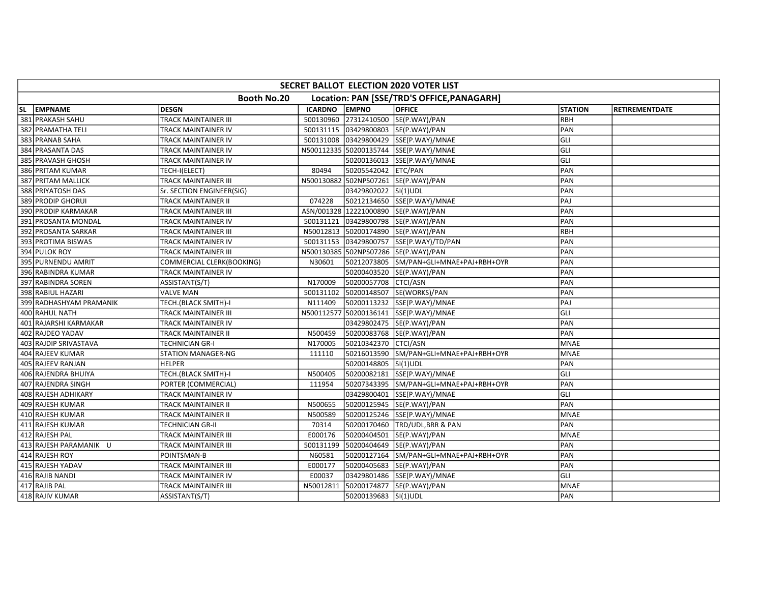| SECRET BALLOT ELECTION 2020 VOTER LIST | | | | | | | |
|---|---|---|---|---|---|---|---|
| Booth No.20 Location: PAN [SSE/TRD'S OFFICE,PANAGARH] | | | | | | | |
| SL EMPNAME | DESGN | ICARDNO | EMPNO | OFFICE | STATION | RETIREMENTDATE | |
| 381 PRAKASH SAHU | TRACK MAINTAINER III | 500130960 | 27312410500 | SE(P.WAY)/PAN | RBH | | |
| 382 PRAMATHA TELI | TRACK MAINTAINER IV | 500131115 | 03429800803 | SE(P.WAY)/PAN | PAN | | |
| 383 PRANAB SAHA | TRACK MAINTAINER IV | 500131008 | 03429800429 | SSE(P.WAY)/MNAE | GLI | | |
| 384 PRASANTA DAS | TRACK MAINTAINER IV | N500112335 | 50200135744 | SSE(P.WAY)/MNAE | GLI | | |
| 385 PRAVASH GHOSH | TRACK MAINTAINER IV | | 50200136013 | SSE(P.WAY)/MNAE | GLI | | |
| 386 PRITAM KUMAR | TECH-I(ELECT) | 80494 | 50205542042 | ETC/PAN | PAN | | |
| 387 PRITAM MALLICK | TRACK MAINTAINER III | N500130882 | 502NPS07261 | SE(P.WAY)/PAN | PAN | | |
| 388 PRIYATOSH DAS | Sr. SECTION ENGINEER(SIG) | | 03429802022 | SI(1)UDL | PAN | | |
| 389 PRODIP GHORUI | TRACK MAINTAINER II | 074228 | 50212134650 | SSE(P.WAY)/MNAE | PAJ | | |
| 390 PRODIP KARMAKAR | TRACK MAINTAINER III | ASN/001328 | 12221000890 | SE(P.WAY)/PAN | PAN | | |
| 391 PROSANTA MONDAL | TRACK MAINTAINER IV | 500131121 | 03429800798 | SE(P.WAY)/PAN | PAN | | |
| 392 PROSANTA SARKAR | TRACK MAINTAINER III | N50012813 | 50200174890 | SE(P.WAY)/PAN | RBH | | |
| 393 PROTIMA BISWAS | TRACK MAINTAINER IV | 500131153 | 03429800757 | SSE(P.WAY)/TD/PAN | PAN | | |
| 394 PULOK ROY | TRACK MAINTAINER III | N500130385 | 502NPS07286 | SE(P.WAY)/PAN | PAN | | |
| 395 PURNENDU AMRIT | COMMERCIAL CLERK(BOOKING) | N30601 | 50212073805 | SM/PAN+GLI+MNAE+PAJ+RBH+OYR | PAN | | |
| 396 RABINDRA KUMAR | TRACK MAINTAINER IV | | 50200403520 | SE(P.WAY)/PAN | PAN | | |
| 397 RABINDRA SOREN | ASSISTANT(S/T) | N170009 | 50200057708 | CTCI/ASN | PAN | | |
| 398 RABIUL HAZARI | VALVE MAN | 500131102 | 50200148507 | SE(WORKS)/PAN | PAN | | |
| 399 RADHASHYAM PRAMANIK | TECH.(BLACK SMITH)-I | N111409 | 50200113232 | SSE(P.WAY)/MNAE | PAJ | | |
| 400 RAHUL NATH | TRACK MAINTAINER III | N500112577 | 50200136141 | SSE(P.WAY)/MNAE | GLI | | |
| 401 RAJARSHI KARMAKAR | TRACK MAINTAINER IV | | 03429802475 | SE(P.WAY)/PAN | PAN | | |
| 402 RAJDEO YADAV | TRACK MAINTAINER II | N500459 | 50200083768 | SE(P.WAY)/PAN | PAN | | |
| 403 RAJDIP SRIVASTAVA | TECHNICIAN GR-I | N170005 | 50210342370 | CTCI/ASN | MNAE | | |
| 404 RAJEEV KUMAR | STATION MANAGER-NG | 111110 | 50216013590 | SM/PAN+GLI+MNAE+PAJ+RBH+OYR | MNAE | | |
| 405 RAJEEV RANJAN | HELPER | | 50200148805 | SI(1)UDL | PAN | | |
| 406 RAJENDRA BHUIYA | TECH.(BLACK SMITH)-I | N500405 | 50200082181 | SSE(P.WAY)/MNAE | GLI | | |
| 407 RAJENDRA SINGH | PORTER (COMMERCIAL) | 111954 | 50207343395 | SM/PAN+GLI+MNAE+PAJ+RBH+OYR | PAN | | |
| 408 RAJESH ADHIKARY | TRACK MAINTAINER IV | | 03429800401 | SSE(P.WAY)/MNAE | GLI | | |
| 409 RAJESH KUMAR | TRACK MAINTAINER II | N500655 | 50200125945 | SE(P.WAY)/PAN | PAN | | |
| 410 RAJESH KUMAR | TRACK MAINTAINER II | N500589 | 50200125246 | SSE(P.WAY)/MNAE | MNAE | | |
| 411 RAJESH KUMAR | TECHNICIAN GR-II | 70314 | 50200170460 | TRD/UDL,BRR & PAN | PAN | | |
| 412 RAJESH PAL | TRACK MAINTAINER III | E000176 | 50200404501 | SE(P.WAY)/PAN | MNAE | | |
| 413 RAJESH PARAMANIK U | TRACK MAINTAINER III | 500131199 | 50200404649 | SE(P.WAY)/PAN | PAN | | |
| 414 RAJESH ROY | POINTSMAN-B | N60581 | 50200127164 | SM/PAN+GLI+MNAE+PAJ+RBH+OYR | PAN | | |
| 415 RAJESH YADAV | TRACK MAINTAINER III | E000177 | 50200405683 | SE(P.WAY)/PAN | PAN | | |
| 416 RAJIB NANDI | TRACK MAINTAINER IV | E00037 | 03429801486 | SSE(P.WAY)/MNAE | GLI | | |
| 417 RAJIB PAL | TRACK MAINTAINER III | N50012811 | 50200174877 | SE(P.WAY)/PAN | MNAE | | |
| 418 RAJIV KUMAR | ASSISTANT(S/T) | | 50200139683 | SI(1)UDL | PAN | | |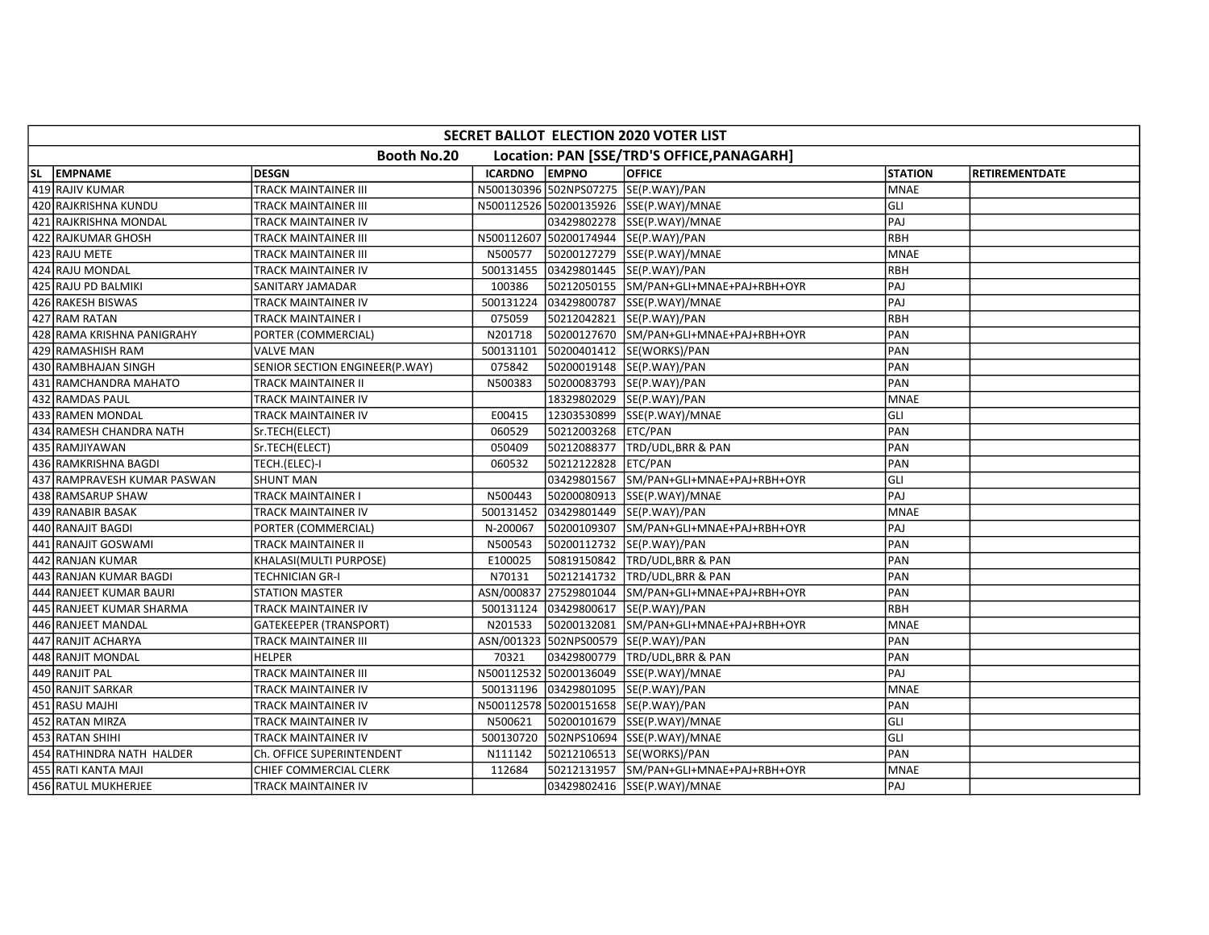| SECRET BALLOT ELECTION 2020 VOTER LIST | | | | | | | |
|---|---|---|---|---|---|---|---|
| Booth No.20 | | Location: PAN [SSE/TRD'S OFFICE,PANAGARH] | | | | | |
| SL EMPNAME | DESGN | ICARDNO | EMPNO | OFFICE | STATION | RETIREMENTDATE | |
| 419 RAJIV KUMAR | TRACK MAINTAINER III | N500130396 | 502NPS07275 | SE(P.WAY)/PAN | MNAE | | |
| 420 RAJKRISHNA KUNDU | TRACK MAINTAINER III | N500112526 | 50200135926 | SSE(P.WAY)/MNAE | GLI | | |
| 421 RAJKRISHNA MONDAL | TRACK MAINTAINER IV | | 03429802278 | SSE(P.WAY)/MNAE | PAJ | | |
| 422 RAJKUMAR GHOSH | TRACK MAINTAINER III | N500112607 | 50200174944 | SE(P.WAY)/PAN | RBH | | |
| 423 RAJU METE | TRACK MAINTAINER III | N500577 | 50200127279 | SSE(P.WAY)/MNAE | MNAE | | |
| 424 RAJU MONDAL | TRACK MAINTAINER IV | 500131455 | 03429801445 | SE(P.WAY)/PAN | RBH | | |
| 425 RAJU PD BALMIKI | SANITARY JAMADAR | 100386 | 50212050155 | SM/PAN+GLI+MNAE+PAJ+RBH+OYR | PAJ | | |
| 426 RAKESH BISWAS | TRACK MAINTAINER IV | 500131224 | 03429800787 | SSE(P.WAY)/MNAE | PAJ | | |
| 427 RAM RATAN | TRACK MAINTAINER I | 075059 | 50212042821 | SE(P.WAY)/PAN | RBH | | |
| 428 RAMA KRISHNA PANIGRAHY | PORTER (COMMERCIAL) | N201718 | 50200127670 | SM/PAN+GLI+MNAE+PAJ+RBH+OYR | PAN | | |
| 429 RAMASHISH RAM | VALVE MAN | 500131101 | 50200401412 | SE(WORKS)/PAN | PAN | | |
| 430 RAMBHAJAN SINGH | SENIOR SECTION ENGINEER(P.WAY) | 075842 | 50200019148 | SE(P.WAY)/PAN | PAN | | |
| 431 RAMCHANDRA MAHATO | TRACK MAINTAINER II | N500383 | 50200083793 | SE(P.WAY)/PAN | PAN | | |
| 432 RAMDAS PAUL | TRACK MAINTAINER IV | | 18329802029 | SE(P.WAY)/PAN | MNAE | | |
| 433 RAMEN MONDAL | TRACK MAINTAINER IV | E00415 | 12303530899 | SSE(P.WAY)/MNAE | GLI | | |
| 434 RAMESH CHANDRA NATH | Sr.TECH(ELECT) | 060529 | 50212003268 | ETC/PAN | PAN | | |
| 435 RAMJIYAWAN | Sr.TECH(ELECT) | 050409 | 50212088377 | TRD/UDL,BRR & PAN | PAN | | |
| 436 RAMKRISHNA BAGDI | TECH.(ELEC)-I | 060532 | 50212122828 | ETC/PAN | PAN | | |
| 437 RAMPRAVESH KUMAR PASWAN | SHUNT MAN | | 03429801567 | SM/PAN+GLI+MNAE+PAJ+RBH+OYR | GLI | | |
| 438 RAMSARUP SHAW | TRACK MAINTAINER I | N500443 | 50200080913 | SSE(P.WAY)/MNAE | PAJ | | |
| 439 RANABIR BASAK | TRACK MAINTAINER IV | 500131452 | 03429801449 | SE(P.WAY)/PAN | MNAE | | |
| 440 RANAJIT BAGDI | PORTER (COMMERCIAL) | N-200067 | 50200109307 | SM/PAN+GLI+MNAE+PAJ+RBH+OYR | PAJ | | |
| 441 RANAJIT GOSWAMI | TRACK MAINTAINER II | N500543 | 50200112732 | SE(P.WAY)/PAN | PAN | | |
| 442 RANJAN KUMAR | KHALASI(MULTI PURPOSE) | E100025 | 50819150842 | TRD/UDL,BRR & PAN | PAN | | |
| 443 RANJAN KUMAR BAGDI | TECHNICIAN GR-I | N70131 | 50212141732 | TRD/UDL,BRR & PAN | PAN | | |
| 444 RANJEET KUMAR BAURI | STATION MASTER | ASN/000837 | 27529801044 | SM/PAN+GLI+MNAE+PAJ+RBH+OYR | PAN | | |
| 445 RANJEET KUMAR SHARMA | TRACK MAINTAINER IV | 500131124 | 03429800617 | SE(P.WAY)/PAN | RBH | | |
| 446 RANJEET MANDAL | GATEKEEPER (TRANSPORT) | N201533 | 50200132081 | SM/PAN+GLI+MNAE+PAJ+RBH+OYR | MNAE | | |
| 447 RANJIT ACHARYA | TRACK MAINTAINER III | ASN/001323 | 502NPS00579 | SE(P.WAY)/PAN | PAN | | |
| 448 RANJIT MONDAL | HELPER | 70321 | 03429800779 | TRD/UDL,BRR & PAN | PAN | | |
| 449 RANJIT PAL | TRACK MAINTAINER III | N500112532 | 50200136049 | SSE(P.WAY)/MNAE | PAJ | | |
| 450 RANJIT SARKAR | TRACK MAINTAINER IV | 500131196 | 03429801095 | SE(P.WAY)/PAN | MNAE | | |
| 451 RASU MAJHI | TRACK MAINTAINER IV | N500112578 | 50200151658 | SE(P.WAY)/PAN | PAN | | |
| 452 RATAN MIRZA | TRACK MAINTAINER IV | N500621 | 50200101679 | SSE(P.WAY)/MNAE | GLI | | |
| 453 RATAN SHIHI | TRACK MAINTAINER IV | 500130720 | 502NPS10694 | SSE(P.WAY)/MNAE | GLI | | |
| 454 RATHINDRA NATH HALDER | Ch. OFFICE SUPERINTENDENT | N111142 | 50212106513 | SE(WORKS)/PAN | PAN | | |
| 455 RATI KANTA MAJI | CHIEF COMMERCIAL CLERK | 112684 | 50212131957 | SM/PAN+GLI+MNAE+PAJ+RBH+OYR | MNAE | | |
| 456 RATUL MUKHERJEE | TRACK MAINTAINER IV | | 03429802416 | SSE(P.WAY)/MNAE | PAJ | | |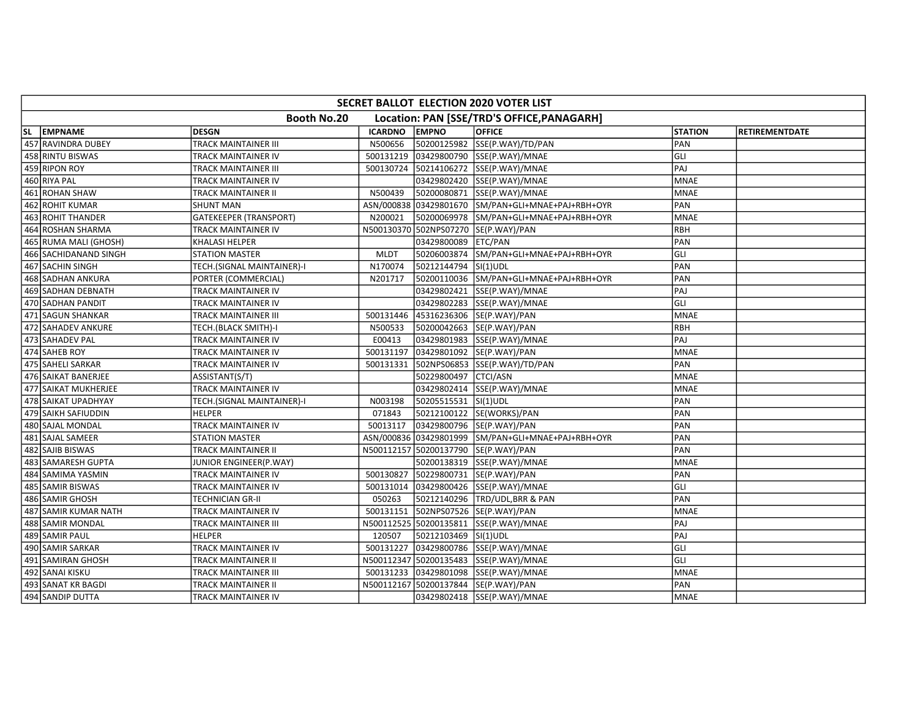| SECRET BALLOT ELECTION 2020 VOTER LIST | | | | | | | |
|---|---|---|---|---|---|---|---|
| Booth No.20 Location: PAN [SSE/TRD'S OFFICE,PANAGARH] | | | | | | | |
| SL EMPNAME | DESGN | ICARDNO | EMPNO | OFFICE | STATION | RETIREMENTDATE |
| 457 RAVINDRA DUBEY | TRACK MAINTAINER III | N500656 | 50200125982 | SSE(P.WAY)/TD/PAN | PAN | |
| 458 RINTU BISWAS | TRACK MAINTAINER IV | 500131219 | 03429800790 | SSE(P.WAY)/MNAE | GLI | |
| 459 RIPON ROY | TRACK MAINTAINER III | 500130724 | 50214106272 | SSE(P.WAY)/MNAE | PAJ | |
| 460 RIYA PAL | TRACK MAINTAINER IV | | 03429802420 | SSE(P.WAY)/MNAE | MNAE | |
| 461 ROHAN SHAW | TRACK MAINTAINER II | N500439 | 50200080871 | SSE(P.WAY)/MNAE | MNAE | |
| 462 ROHIT KUMAR | SHUNT MAN | ASN/000838 | 03429801670 | SM/PAN+GLI+MNAE+PAJ+RBH+OYR | PAN | |
| 463 ROHIT THANDER | GATEKEEPER (TRANSPORT) | N200021 | 50200069978 | SM/PAN+GLI+MNAE+PAJ+RBH+OYR | MNAE | |
| 464 ROSHAN SHARMA | TRACK MAINTAINER IV | N500130370 | 502NPS07270 | SE(P.WAY)/PAN | RBH | |
| 465 RUMA MALI (GHOSH) | KHALASI HELPER | | 03429800089 | ETC/PAN | PAN | |
| 466 SACHIDANAND SINGH | STATION MASTER | MLDT | 50206003874 | SM/PAN+GLI+MNAE+PAJ+RBH+OYR | GLI | |
| 467 SACHIN SINGH | TECH.(SIGNAL MAINTAINER)-I | N170074 | 50212144794 | SI(1)UDL | PAN | |
| 468 SADHAN ANKURA | PORTER (COMMERCIAL) | N201717 | 50200110036 | SM/PAN+GLI+MNAE+PAJ+RBH+OYR | PAN | |
| 469 SADHAN DEBNATH | TRACK MAINTAINER IV | | 03429802421 | SSE(P.WAY)/MNAE | PAJ | |
| 470 SADHAN PANDIT | TRACK MAINTAINER IV | | 03429802283 | SSE(P.WAY)/MNAE | GLI | |
| 471 SAGUN SHANKAR | TRACK MAINTAINER III | 500131446 | 45316236306 | SE(P.WAY)/PAN | MNAE | |
| 472 SAHADEV ANKURE | TECH.(BLACK SMITH)-I | N500533 | 50200042663 | SE(P.WAY)/PAN | RBH | |
| 473 SAHADEV PAL | TRACK MAINTAINER IV | E00413 | 03429801983 | SSE(P.WAY)/MNAE | PAJ | |
| 474 SAHEB ROY | TRACK MAINTAINER IV | 500131197 | 03429801092 | SE(P.WAY)/PAN | MNAE | |
| 475 SAHELI SARKAR | TRACK MAINTAINER IV | 500131331 | 502NPS06853 | SSE(P.WAY)/TD/PAN | PAN | |
| 476 SAIKAT BANERJEE | ASSISTANT(S/T) | | 50229800497 | CTCI/ASN | MNAE | |
| 477 SAIKAT MUKHERJEE | TRACK MAINTAINER IV | | 03429802414 | SSE(P.WAY)/MNAE | MNAE | |
| 478 SAIKAT UPADHYAY | TECH.(SIGNAL MAINTAINER)-I | N003198 | 50205515531 | SI(1)UDL | PAN | |
| 479 SAIKH SAFIUDDIN | HELPER | 071843 | 50212100122 | SE(WORKS)/PAN | PAN | |
| 480 SAJAL MONDAL | TRACK MAINTAINER IV | 50013117 | 03429800796 | SE(P.WAY)/PAN | PAN | |
| 481 SAJAL SAMEER | STATION MASTER | ASN/000836 | 03429801999 | SM/PAN+GLI+MNAE+PAJ+RBH+OYR | PAN | |
| 482 SAJIB BISWAS | TRACK MAINTAINER II | N500112157 | 50200137790 | SE(P.WAY)/PAN | PAN | |
| 483 SAMARESH GUPTA | JUNIOR ENGINEER(P.WAY) | | 50200138319 | SSE(P.WAY)/MNAE | MNAE | |
| 484 SAMIMA YASMIN | TRACK MAINTAINER IV | 500130827 | 50229800731 | SE(P.WAY)/PAN | PAN | |
| 485 SAMIR BISWAS | TRACK MAINTAINER IV | 500131014 | 03429800426 | SSE(P.WAY)/MNAE | GLI | |
| 486 SAMIR GHOSH | TECHNICIAN GR-II | 050263 | 50212140296 | TRD/UDL,BRR & PAN | PAN | |
| 487 SAMIR KUMAR NATH | TRACK MAINTAINER IV | 500131151 | 502NPS07526 | SE(P.WAY)/PAN | MNAE | |
| 488 SAMIR MONDAL | TRACK MAINTAINER III | N500112525 | 50200135811 | SSE(P.WAY)/MNAE | PAJ | |
| 489 SAMIR PAUL | HELPER | 120507 | 50212103469 | SI(1)UDL | PAJ | |
| 490 SAMIR SARKAR | TRACK MAINTAINER IV | 500131227 | 03429800786 | SSE(P.WAY)/MNAE | GLI | |
| 491 SAMIRAN GHOSH | TRACK MAINTAINER II | N500112347 | 50200135483 | SSE(P.WAY)/MNAE | GLI | |
| 492 SANAI KISKU | TRACK MAINTAINER III | 500131233 | 03429801098 | SSE(P.WAY)/MNAE | MNAE | |
| 493 SANAT KR BAGDI | TRACK MAINTAINER II | N500112167 | 50200137844 | SE(P.WAY)/PAN | PAN | |
| 494 SANDIP DUTTA | TRACK MAINTAINER IV | | 03429802418 | SSE(P.WAY)/MNAE | MNAE | |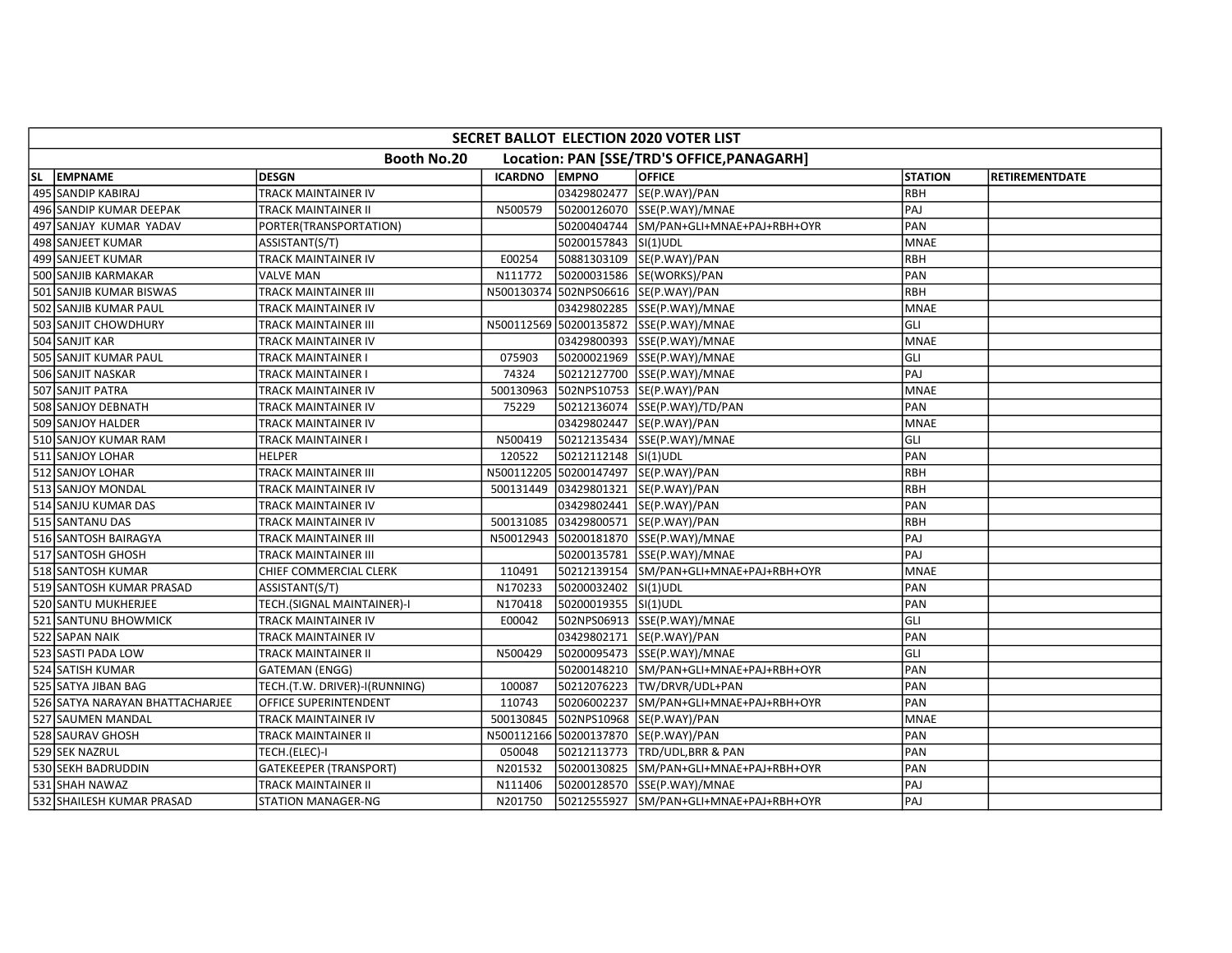| SECRET BALLOT ELECTION 2020 VOTER LIST | | | | | | | |
|---|---|---|---|---|---|---|---|
| Booth No.20 | | Location: PAN [SSE/TRD'S OFFICE,PANAGARH] | | | | | |
| SL EMPNAME | DESGN | ICARDNO | EMPNO | OFFICE | STATION | RETIREMENTDATE | |
| 495 SANDIP KABIRAJ | TRACK MAINTAINER IV | | 03429802477 | SE(P.WAY)/PAN | RBH | | |
| 496 SANDIP KUMAR DEEPAK | TRACK MAINTAINER II | N500579 | 50200126070 | SSE(P.WAY)/MNAE | PAJ | | |
| 497 SANJAY KUMAR YADAV | PORTER(TRANSPORTATION) | | 50200404744 | SM/PAN+GLI+MNAE+PAJ+RBH+OYR | PAN | | |
| 498 SANJEET KUMAR | ASSISTANT(S/T) | | 50200157843 | SI(1)UDL | MNAE | | |
| 499 SANJEET KUMAR | TRACK MAINTAINER IV | E00254 | 50881303109 | SE(P.WAY)/PAN | RBH | | |
| 500 SANJIB KARMAKAR | VALVE MAN | N111772 | 50200031586 | SE(WORKS)/PAN | PAN | | |
| 501 SANJIB KUMAR BISWAS | TRACK MAINTAINER III | N500130374 | 502NPS06616 | SE(P.WAY)/PAN | RBH | | |
| 502 SANJIB KUMAR PAUL | TRACK MAINTAINER IV | | 03429802285 | SSE(P.WAY)/MNAE | MNAE | | |
| 503 SANJIT CHOWDHURY | TRACK MAINTAINER III | N500112569 | 50200135872 | SSE(P.WAY)/MNAE | GLI | | |
| 504 SANJIT KAR | TRACK MAINTAINER IV | | 03429800393 | SSE(P.WAY)/MNAE | MNAE | | |
| 505 SANJIT KUMAR PAUL | TRACK MAINTAINER I | 075903 | 50200021969 | SSE(P.WAY)/MNAE | GLI | | |
| 506 SANJIT NASKAR | TRACK MAINTAINER I | 74324 | 50212127700 | SSE(P.WAY)/MNAE | PAJ | | |
| 507 SANJIT PATRA | TRACK MAINTAINER IV | 500130963 | 502NPS10753 | SE(P.WAY)/PAN | MNAE | | |
| 508 SANJOY DEBNATH | TRACK MAINTAINER IV | 75229 | 50212136074 | SSE(P.WAY)/TD/PAN | PAN | | |
| 509 SANJOY HALDER | TRACK MAINTAINER IV | | 03429802447 | SE(P.WAY)/PAN | MNAE | | |
| 510 SANJOY KUMAR RAM | TRACK MAINTAINER I | N500419 | 50212135434 | SSE(P.WAY)/MNAE | GLI | | |
| 511 SANJOY LOHAR | HELPER | 120522 | 50212112148 | SI(1)UDL | PAN | | |
| 512 SANJOY LOHAR | TRACK MAINTAINER III | N500112205 | 50200147497 | SE(P.WAY)/PAN | RBH | | |
| 513 SANJOY MONDAL | TRACK MAINTAINER IV | 500131449 | 03429801321 | SE(P.WAY)/PAN | RBH | | |
| 514 SANJU KUMAR DAS | TRACK MAINTAINER IV | | 03429802441 | SE(P.WAY)/PAN | PAN | | |
| 515 SANTANU DAS | TRACK MAINTAINER IV | 500131085 | 03429800571 | SE(P.WAY)/PAN | RBH | | |
| 516 SANTOSH BAIRAGYA | TRACK MAINTAINER III | N50012943 | 50200181870 | SSE(P.WAY)/MNAE | PAJ | | |
| 517 SANTOSH GHOSH | TRACK MAINTAINER III | | 50200135781 | SSE(P.WAY)/MNAE | PAJ | | |
| 518 SANTOSH KUMAR | CHIEF COMMERCIAL CLERK | 110491 | 50212139154 | SM/PAN+GLI+MNAE+PAJ+RBH+OYR | MNAE | | |
| 519 SANTOSH KUMAR PRASAD | ASSISTANT(S/T) | N170233 | 50200032402 | SI(1)UDL | PAN | | |
| 520 SANTU MUKHERJEE | TECH.(SIGNAL MAINTAINER)-I | N170418 | 50200019355 | SI(1)UDL | PAN | | |
| 521 SANTUNU BHOWMICK | TRACK MAINTAINER IV | E00042 | 502NPS06913 | SSE(P.WAY)/MNAE | GLI | | |
| 522 SAPAN NAIK | TRACK MAINTAINER IV | | 03429802171 | SE(P.WAY)/PAN | PAN | | |
| 523 SASTI PADA LOW | TRACK MAINTAINER II | N500429 | 50200095473 | SSE(P.WAY)/MNAE | GLI | | |
| 524 SATISH KUMAR | GATEMAN (ENGG) | | 50200148210 | SM/PAN+GLI+MNAE+PAJ+RBH+OYR | PAN | | |
| 525 SATYA JIBAN BAG | TECH.(T.W. DRIVER)-I(RUNNING) | 100087 | 50212076223 | TW/DRVR/UDL+PAN | PAN | | |
| 526 SATYA NARAYAN BHATTACHARJEE | OFFICE SUPERINTENDENT | 110743 | 50206002237 | SM/PAN+GLI+MNAE+PAJ+RBH+OYR | PAN | | |
| 527 SAUMEN MANDAL | TRACK MAINTAINER IV | 500130845 | 502NPS10968 | SE(P.WAY)/PAN | MNAE | | |
| 528 SAURAV GHOSH | TRACK MAINTAINER II | N500112166 | 50200137870 | SE(P.WAY)/PAN | PAN | | |
| 529 SEK NAZRUL | TECH.(ELEC)-I | 050048 | 50212113773 | TRD/UDL,BRR & PAN | PAN | | |
| 530 SEKH BADRUDDIN | GATEKEEPER (TRANSPORT) | N201532 | 50200130825 | SM/PAN+GLI+MNAE+PAJ+RBH+OYR | PAN | | |
| 531 SHAH NAWAZ | TRACK MAINTAINER II | N111406 | 50200128570 | SSE(P.WAY)/MNAE | PAJ | | |
| 532 SHAILESH KUMAR PRASAD | STATION MANAGER-NG | N201750 | 50212555927 | SM/PAN+GLI+MNAE+PAJ+RBH+OYR | PAJ | | |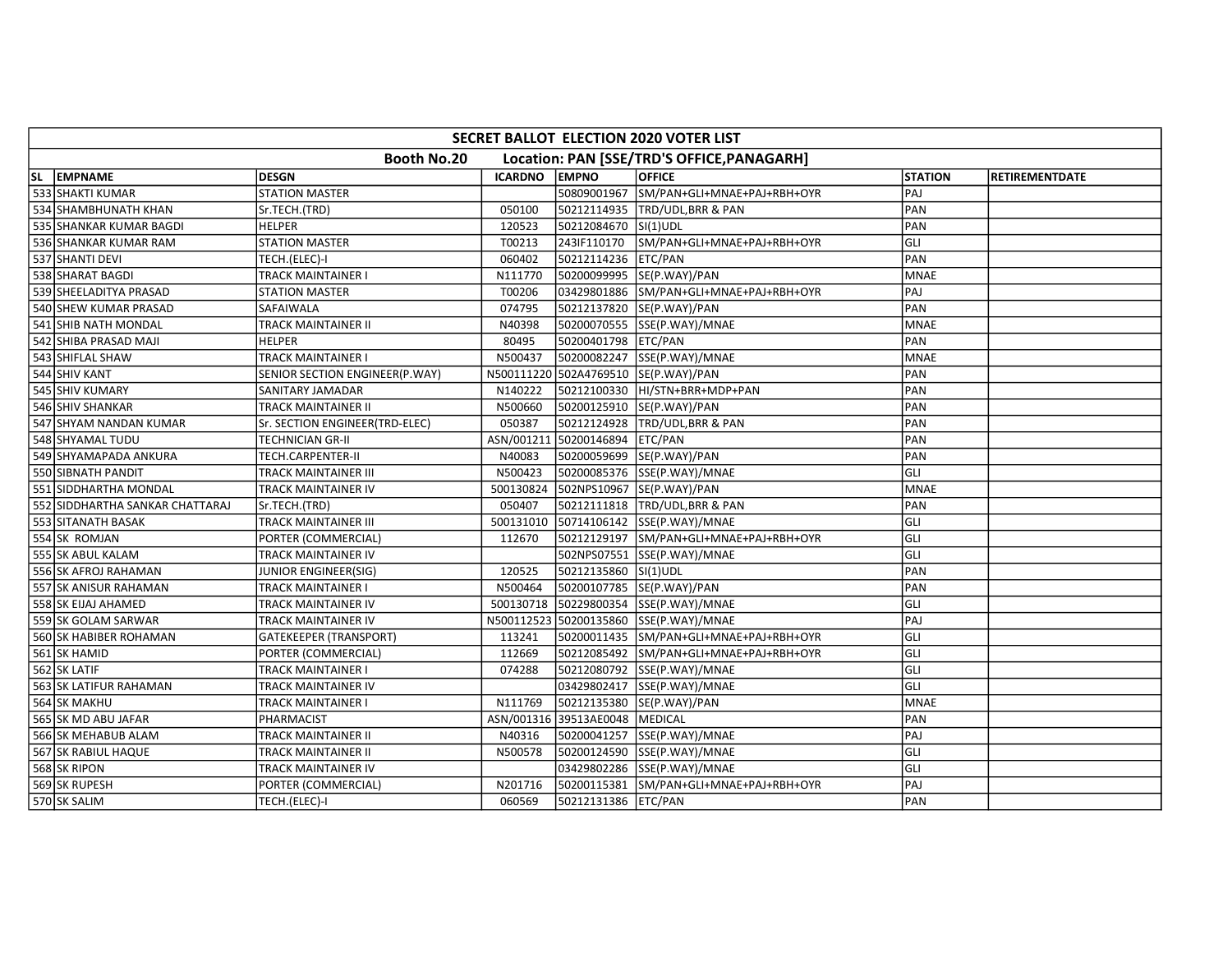| SECRET BALLOT ELECTION 2020 VOTER LIST | | | | | | | |
|---|---|---|---|---|---|---|---|
| Booth No.20 Location: PAN [SSE/TRD'S OFFICE,PANAGARH] | | | | | | | |
| SL EMPNAME | DESGN | ICARDNO | EMPNO | OFFICE | STATION | RETIREMENTDATE | |
| 533 SHAKTI KUMAR | STATION MASTER | | 50809001967 | SM/PAN+GLI+MNAE+PAJ+RBH+OYR | PAJ | | |
| 534 SHAMBHUNATH KHAN | Sr.TECH.(TRD) | 050100 | 50212114935 | TRD/UDL,BRR & PAN | PAN | | |
| 535 SHANKAR KUMAR BAGDI | HELPER | 120523 | 50212084670 | SI(1)UDL | PAN | | |
| 536 SHANKAR KUMAR RAM | STATION MASTER | T00213 | 243IF110170 | SM/PAN+GLI+MNAE+PAJ+RBH+OYR | GLI | | |
| 537 SHANTI DEVI | TECH.(ELEC)-I | 060402 | 50212114236 | ETC/PAN | PAN | | |
| 538 SHARAT BAGDI | TRACK MAINTAINER I | N111770 | 50200099995 | SE(P.WAY)/PAN | MNAE | | |
| 539 SHEELADITYA PRASAD | STATION MASTER | T00206 | 03429801886 | SM/PAN+GLI+MNAE+PAJ+RBH+OYR | PAJ | | |
| 540 SHEW KUMAR PRASAD | SAFAIWALA | 074795 | 50212137820 | SE(P.WAY)/PAN | PAN | | |
| 541 SHIB NATH MONDAL | TRACK MAINTAINER II | N40398 | 50200070555 | SSE(P.WAY)/MNAE | MNAE | | |
| 542 SHIBA PRASAD MAJI | HELPER | 80495 | 50200401798 | ETC/PAN | PAN | | |
| 543 SHIFLAL SHAW | TRACK MAINTAINER I | N500437 | 50200082247 | SSE(P.WAY)/MNAE | MNAE | | |
| 544 SHIV KANT | SENIOR SECTION ENGINEER(P.WAY) | N500111220 | 502A4769510 | SE(P.WAY)/PAN | PAN | | |
| 545 SHIV KUMARY | SANITARY JAMADAR | N140222 | 50212100330 | HI/STN+BRR+MDP+PAN | PAN | | |
| 546 SHIV SHANKAR | TRACK MAINTAINER II | N500660 | 50200125910 | SE(P.WAY)/PAN | PAN | | |
| 547 SHYAM NANDAN KUMAR | Sr. SECTION ENGINEER(TRD-ELEC) | 050387 | 50212124928 | TRD/UDL,BRR & PAN | PAN | | |
| 548 SHYAMAL TUDU | TECHNICIAN GR-II | ASN/001211 | 50200146894 | ETC/PAN | PAN | | |
| 549 SHYAMAPADA ANKURA | TECH.CARPENTER-II | N40083 | 50200059699 | SE(P.WAY)/PAN | PAN | | |
| 550 SIBNATH PANDIT | TRACK MAINTAINER III | N500423 | 50200085376 | SSE(P.WAY)/MNAE | GLI | | |
| 551 SIDDHARTHA MONDAL | TRACK MAINTAINER IV | 500130824 | 502NPS10967 | SE(P.WAY)/PAN | MNAE | | |
| 552 SIDDHARTHA SANKAR CHATTARAJ | Sr.TECH.(TRD) | 050407 | 50212111818 | TRD/UDL,BRR & PAN | PAN | | |
| 553 SITANATH BASAK | TRACK MAINTAINER III | 500131010 | 50714106142 | SSE(P.WAY)/MNAE | GLI | | |
| 554 SK ROMJAN | PORTER (COMMERCIAL) | 112670 | 50212129197 | SM/PAN+GLI+MNAE+PAJ+RBH+OYR | GLI | | |
| 555 SK ABUL KALAM | TRACK MAINTAINER IV | | 502NPS07551 | SSE(P.WAY)/MNAE | GLI | | |
| 556 SK AFROJ RAHAMAN | JUNIOR ENGINEER(SIG) | 120525 | 50212135860 | SI(1)UDL | PAN | | |
| 557 SK ANISUR RAHAMAN | TRACK MAINTAINER I | N500464 | 50200107785 | SE(P.WAY)/PAN | PAN | | |
| 558 SK EIJAJ AHAMED | TRACK MAINTAINER IV | 500130718 | 50229800354 | SSE(P.WAY)/MNAE | GLI | | |
| 559 SK GOLAM SARWAR | TRACK MAINTAINER IV | N500112523 | 50200135860 | SSE(P.WAY)/MNAE | PAJ | | |
| 560 SK HABIBER ROHAMAN | GATEKEEPER (TRANSPORT) | 113241 | 50200011435 | SM/PAN+GLI+MNAE+PAJ+RBH+OYR | GLI | | |
| 561 SK HAMID | PORTER (COMMERCIAL) | 112669 | 50212085492 | SM/PAN+GLI+MNAE+PAJ+RBH+OYR | GLI | | |
| 562 SK LATIF | TRACK MAINTAINER I | 074288 | 50212080792 | SSE(P.WAY)/MNAE | GLI | | |
| 563 SK LATIFUR RAHAMAN | TRACK MAINTAINER IV | | 03429802417 | SSE(P.WAY)/MNAE | GLI | | |
| 564 SK MAKHU | TRACK MAINTAINER I | N111769 | 50212135380 | SE(P.WAY)/PAN | MNAE | | |
| 565 SK MD ABU JAFAR | PHARMACIST | ASN/001316 | 39513AE0048 | MEDICAL | PAN | | |
| 566 SK MEHABUB ALAM | TRACK MAINTAINER II | N40316 | 50200041257 | SSE(P.WAY)/MNAE | PAJ | | |
| 567 SK RABIUL HAQUE | TRACK MAINTAINER II | N500578 | 50200124590 | SSE(P.WAY)/MNAE | GLI | | |
| 568 SK RIPON | TRACK MAINTAINER IV | | 03429802286 | SSE(P.WAY)/MNAE | GLI | | |
| 569 SK RUPESH | PORTER (COMMERCIAL) | N201716 | 50200115381 | SM/PAN+GLI+MNAE+PAJ+RBH+OYR | PAJ | | |
| 570 SK SALIM | TECH.(ELEC)-I | 060569 | 50212131386 | ETC/PAN | PAN | | |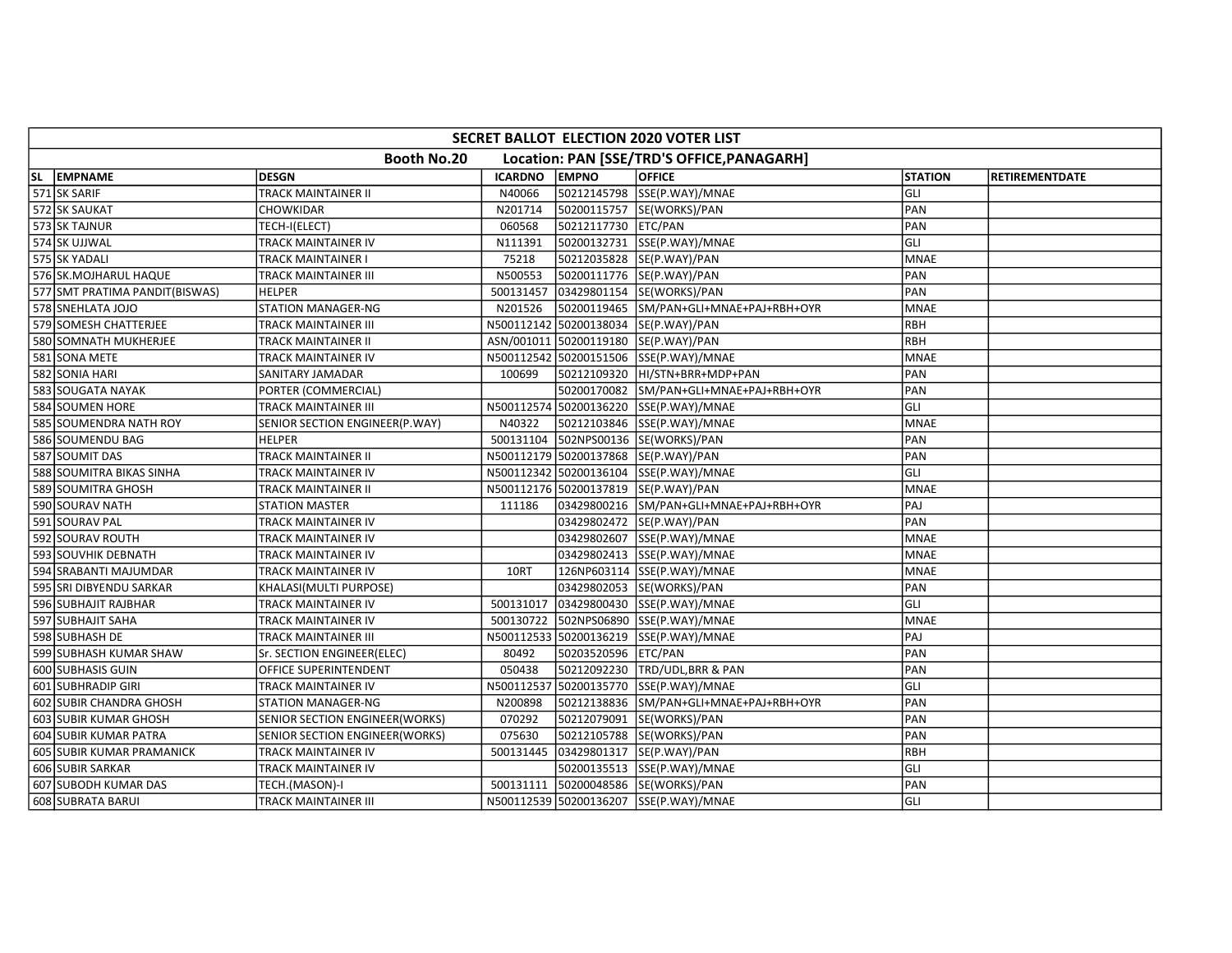| SECRET BALLOT ELECTION 2020 VOTER LIST | | | | | | | |
|---|---|---|---|---|---|---|---|
| Booth No.20 | Location: PAN [SSE/TRD'S OFFICE,PANAGARH] | | | | | | |
| SL EMPNAME | DESGN | ICARDNO | EMPNO | OFFICE | STATION | RETIREMENTDATE | |
| 571 SK SARIF | TRACK MAINTAINER II | N40066 | 50212145798 | SSE(P.WAY)/MNAE | GLI | | |
| 572 SK SAUKAT | CHOWKIDAR | N201714 | 50200115757 | SE(WORKS)/PAN | PAN | | |
| 573 SK TAJNUR | TECH-I(ELECT) | 060568 | 50212117730 | ETC/PAN | PAN | | |
| 574 SK UJJWAL | TRACK MAINTAINER IV | N111391 | 50200132731 | SSE(P.WAY)/MNAE | GLI | | |
| 575 SK YADALI | TRACK MAINTAINER I | 75218 | 50212035828 | SE(P.WAY)/PAN | MNAE | | |
| 576 SK.MOJHARUL HAQUE | TRACK MAINTAINER III | N500553 | 50200111776 | SE(P.WAY)/PAN | PAN | | |
| 577 SMT PRATIMA PANDIT(BISWAS) | HELPER | 500131457 | 03429801154 | SE(WORKS)/PAN | PAN | | |
| 578 SNEHLATA JOJO | STATION MANAGER-NG | N201526 | 50200119465 | SM/PAN+GLI+MNAE+PAJ+RBH+OYR | MNAE | | |
| 579 SOMESH CHATTERJEE | TRACK MAINTAINER III | N500112142 | 50200138034 | SE(P.WAY)/PAN | RBH | | |
| 580 SOMNATH MUKHERJEE | TRACK MAINTAINER II | ASN/001011 | 50200119180 | SE(P.WAY)/PAN | RBH | | |
| 581 SONA METE | TRACK MAINTAINER IV | N500112542 | 50200151506 | SSE(P.WAY)/MNAE | MNAE | | |
| 582 SONIA HARI | SANITARY JAMADAR | 100699 | 50212109320 | HI/STN+BRR+MDP+PAN | PAN | | |
| 583 SOUGATA NAYAK | PORTER (COMMERCIAL) | | 50200170082 | SM/PAN+GLI+MNAE+PAJ+RBH+OYR | PAN | | |
| 584 SOUMEN HORE | TRACK MAINTAINER III | N500112574 | 50200136220 | SSE(P.WAY)/MNAE | GLI | | |
| 585 SOUMENDRA NATH ROY | SENIOR SECTION ENGINEER(P.WAY) | N40322 | 50212103846 | SSE(P.WAY)/MNAE | MNAE | | |
| 586 SOUMENDU BAG | HELPER | 500131104 | 502NPS00136 | SE(WORKS)/PAN | PAN | | |
| 587 SOUMIT DAS | TRACK MAINTAINER II | N500112179 | 50200137868 | SE(P.WAY)/PAN | PAN | | |
| 588 SOUMITRA BIKAS SINHA | TRACK MAINTAINER IV | N500112342 | 50200136104 | SSE(P.WAY)/MNAE | GLI | | |
| 589 SOUMITRA GHOSH | TRACK MAINTAINER II | N500112176 | 50200137819 | SE(P.WAY)/PAN | MNAE | | |
| 590 SOURAV NATH | STATION MASTER | 111186 | 03429800216 | SM/PAN+GLI+MNAE+PAJ+RBH+OYR | PAJ | | |
| 591 SOURAV PAL | TRACK MAINTAINER IV | | 03429802472 | SE(P.WAY)/PAN | PAN | | |
| 592 SOURAV ROUTH | TRACK MAINTAINER IV | | 03429802607 | SSE(P.WAY)/MNAE | MNAE | | |
| 593 SOUVHIK DEBNATH | TRACK MAINTAINER IV | | 03429802413 | SSE(P.WAY)/MNAE | MNAE | | |
| 594 SRABANTI MAJUMDAR | TRACK MAINTAINER IV | 10RT | 126NP603114 | SSE(P.WAY)/MNAE | MNAE | | |
| 595 SRI DIBYENDU SARKAR | KHALASI(MULTI PURPOSE) | | 03429802053 | SE(WORKS)/PAN | PAN | | |
| 596 SUBHAJIT RAJBHAR | TRACK MAINTAINER IV | 500131017 | 03429800430 | SSE(P.WAY)/MNAE | GLI | | |
| 597 SUBHAJIT SAHA | TRACK MAINTAINER IV | 500130722 | 502NPS06890 | SSE(P.WAY)/MNAE | MNAE | | |
| 598 SUBHASH DE | TRACK MAINTAINER III | N500112533 | 50200136219 | SSE(P.WAY)/MNAE | PAJ | | |
| 599 SUBHASH KUMAR SHAW | Sr. SECTION ENGINEER(ELEC) | 80492 | 50203520596 | ETC/PAN | PAN | | |
| 600 SUBHASIS GUIN | OFFICE SUPERINTENDENT | 050438 | 50212092230 | TRD/UDL,BRR & PAN | PAN | | |
| 601 SUBHRADIP GIRI | TRACK MAINTAINER IV | N500112537 | 50200135770 | SSE(P.WAY)/MNAE | GLI | | |
| 602 SUBIR CHANDRA GHOSH | STATION MANAGER-NG | N200898 | 50212138836 | SM/PAN+GLI+MNAE+PAJ+RBH+OYR | PAN | | |
| 603 SUBIR KUMAR GHOSH | SENIOR SECTION ENGINEER(WORKS) | 070292 | 50212079091 | SE(WORKS)/PAN | PAN | | |
| 604 SUBIR KUMAR PATRA | SENIOR SECTION ENGINEER(WORKS) | 075630 | 50212105788 | SE(WORKS)/PAN | PAN | | |
| 605 SUBIR KUMAR PRAMANICK | TRACK MAINTAINER IV | 500131445 | 03429801317 | SE(P.WAY)/PAN | RBH | | |
| 606 SUBIR SARKAR | TRACK MAINTAINER IV | | 50200135513 | SSE(P.WAY)/MNAE | GLI | | |
| 607 SUBODH KUMAR DAS | TECH.(MASON)-I | 500131111 | 50200048586 | SE(WORKS)/PAN | PAN | | |
| 608 SUBRATA BARUI | TRACK MAINTAINER III | N500112539 | 50200136207 | SSE(P.WAY)/MNAE | GLI | | |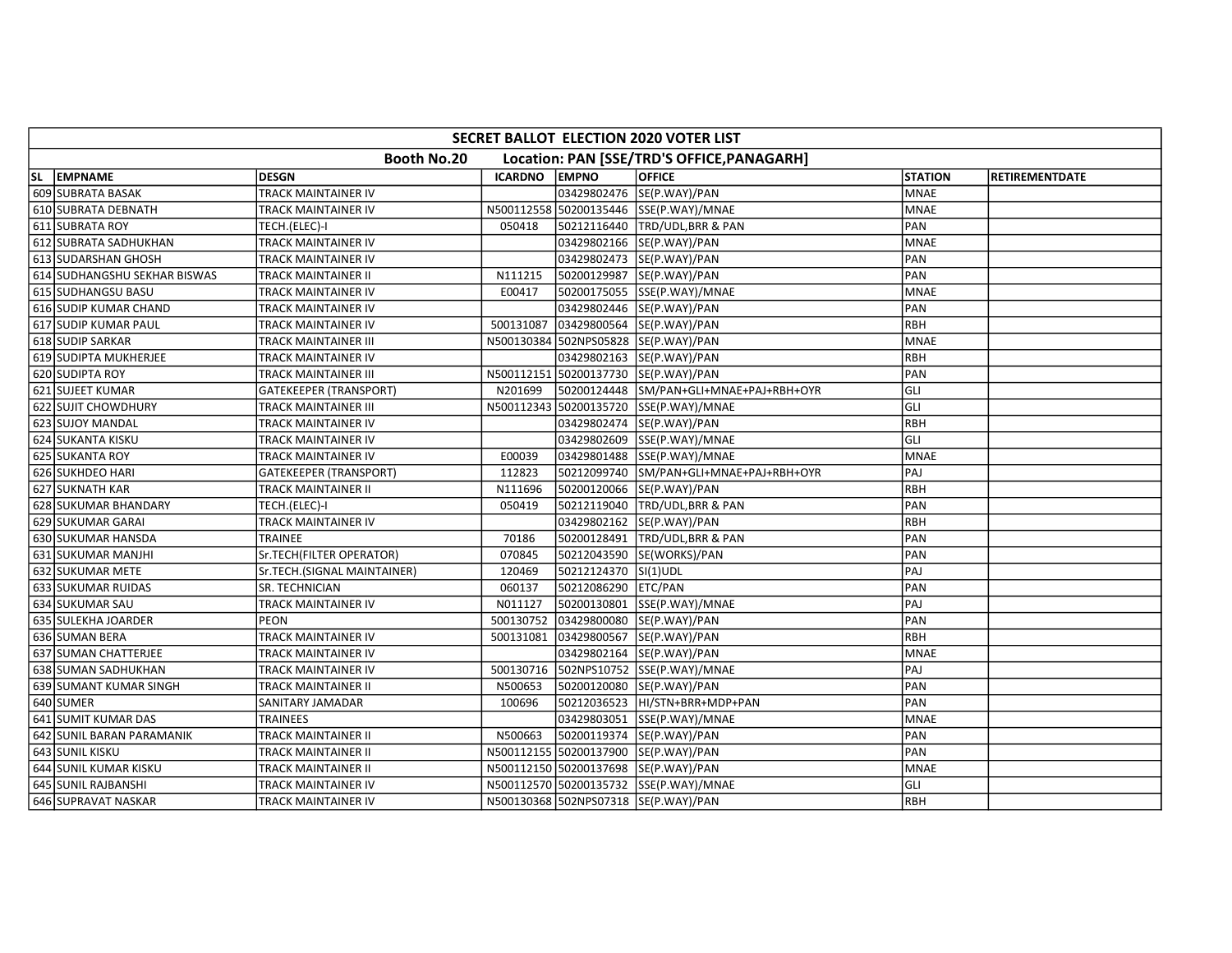## SECRET BALLOT ELECTION 2020 VOTER LIST

**Booth No.20 Location: PAN [SSE/TRD'S OFFICE,PANAGARH]**

| SL | EMPNAME | DESGN | ICARDNO | EMPNO | OFFICE | STATION | RETIREMENTDATE |
|---|---|---|---|---|---|---|---|
| 609 | SUBRATA BASAK | TRACK MAINTAINER IV | | 03429802476 | SE(P.WAY)/PAN | MNAE | |
| 610 | SUBRATA DEBNATH | TRACK MAINTAINER IV | N500112558 | 50200135446 | SSE(P.WAY)/MNAE | MNAE | |
| 611 | SUBRATA ROY | TECH.(ELEC)-I | 050418 | 50212116440 | TRD/UDL,BRR & PAN | PAN | |
| 612 | SUBRATA SADHUKHAN | TRACK MAINTAINER IV | | 03429802166 | SE(P.WAY)/PAN | MNAE | |
| 613 | SUDARSHAN GHOSH | TRACK MAINTAINER IV | | 03429802473 | SE(P.WAY)/PAN | PAN | |
| 614 | SUDHANGSHU SEKHAR BISWAS | TRACK MAINTAINER II | N111215 | 50200129987 | SE(P.WAY)/PAN | PAN | |
| 615 | SUDHANGSU BASU | TRACK MAINTAINER IV | E00417 | 50200175055 | SSE(P.WAY)/MNAE | MNAE | |
| 616 | SUDIP KUMAR CHAND | TRACK MAINTAINER IV | | 03429802446 | SE(P.WAY)/PAN | PAN | |
| 617 | SUDIP KUMAR PAUL | TRACK MAINTAINER IV | 500131087 | 03429800564 | SE(P.WAY)/PAN | RBH | |
| 618 | SUDIP SARKAR | TRACK MAINTAINER III | N500130384 | 502NPS05828 | SE(P.WAY)/PAN | MNAE | |
| 619 | SUDIPTA MUKHERJEE | TRACK MAINTAINER IV | | 03429802163 | SE(P.WAY)/PAN | RBH | |
| 620 | SUDIPTA ROY | TRACK MAINTAINER III | N500112151 | 50200137730 | SE(P.WAY)/PAN | PAN | |
| 621 | SUJEET KUMAR | GATEKEEPER (TRANSPORT) | N201699 | 50200124448 | SM/PAN+GLI+MNAE+PAJ+RBH+OYR | GLI | |
| 622 | SUJIT CHOWDHURY | TRACK MAINTAINER III | N500112343 | 50200135720 | SSE(P.WAY)/MNAE | GLI | |
| 623 | SUJOY MANDAL | TRACK MAINTAINER IV | | 03429802474 | SE(P.WAY)/PAN | RBH | |
| 624 | SUKANTA KISKU | TRACK MAINTAINER IV | | 03429802609 | SSE(P.WAY)/MNAE | GLI | |
| 625 | SUKANTA ROY | TRACK MAINTAINER IV | E00039 | 03429801488 | SSE(P.WAY)/MNAE | MNAE | |
| 626 | SUKHDEO HARI | GATEKEEPER (TRANSPORT) | 112823 | 50212099740 | SM/PAN+GLI+MNAE+PAJ+RBH+OYR | PAJ | |
| 627 | SUKNATH KAR | TRACK MAINTAINER II | N111696 | 50200120066 | SE(P.WAY)/PAN | RBH | |
| 628 | SUKUMAR BHANDARY | TECH.(ELEC)-I | 050419 | 50212119040 | TRD/UDL,BRR & PAN | PAN | |
| 629 | SUKUMAR GARAI | TRACK MAINTAINER IV | | 03429802162 | SE(P.WAY)/PAN | RBH | |
| 630 | SUKUMAR HANSDA | TRAINEE | 70186 | 50200128491 | TRD/UDL,BRR & PAN | PAN | |
| 631 | SUKUMAR MANJHI | Sr.TECH(FILTER OPERATOR) | 070845 | 50212043590 | SE(WORKS)/PAN | PAN | |
| 632 | SUKUMAR METE | Sr.TECH.(SIGNAL MAINTAINER) | 120469 | 50212124370 | SI(1)UDL | PAJ | |
| 633 | SUKUMAR RUIDAS | SR. TECHNICIAN | 060137 | 50212086290 | ETC/PAN | PAN | |
| 634 | SUKUMAR SAU | TRACK MAINTAINER IV | N011127 | 50200130801 | SSE(P.WAY)/MNAE | PAJ | |
| 635 | SULEKHA JOARDER | PEON | 500130752 | 03429800080 | SE(P.WAY)/PAN | PAN | |
| 636 | SUMAN BERA | TRACK MAINTAINER IV | 500131081 | 03429800567 | SE(P.WAY)/PAN | RBH | |
| 637 | SUMAN CHATTERJEE | TRACK MAINTAINER IV | | 03429802164 | SE(P.WAY)/PAN | MNAE | |
| 638 | SUMAN SADHUKHAN | TRACK MAINTAINER IV | 500130716 | 502NPS10752 | SSE(P.WAY)/MNAE | PAJ | |
| 639 | SUMANT KUMAR SINGH | TRACK MAINTAINER II | N500653 | 50200120080 | SE(P.WAY)/PAN | PAN | |
| 640 | SUMER | SANITARY JAMADAR | 100696 | 50212036523 | HI/STN+BRR+MDP+PAN | PAN | |
| 641 | SUMIT KUMAR DAS | TRAINEES | | 03429803051 | SSE(P.WAY)/MNAE | MNAE | |
| 642 | SUNIL BARAN PARAMANIK | TRACK MAINTAINER II | N500663 | 50200119374 | SE(P.WAY)/PAN | PAN | |
| 643 | SUNIL KISKU | TRACK MAINTAINER II | N500112155 | 50200137900 | SE(P.WAY)/PAN | PAN | |
| 644 | SUNIL KUMAR KISKU | TRACK MAINTAINER II | N500112150 | 50200137698 | SE(P.WAY)/PAN | MNAE | |
| 645 | SUNIL RAJBANSHI | TRACK MAINTAINER IV | N500112570 | 50200135732 | SSE(P.WAY)/MNAE | GLI | |
| 646 | SUPRAVAT NASKAR | TRACK MAINTAINER IV | N500130368 | 502NPS07318 | SE(P.WAY)/PAN | RBH | |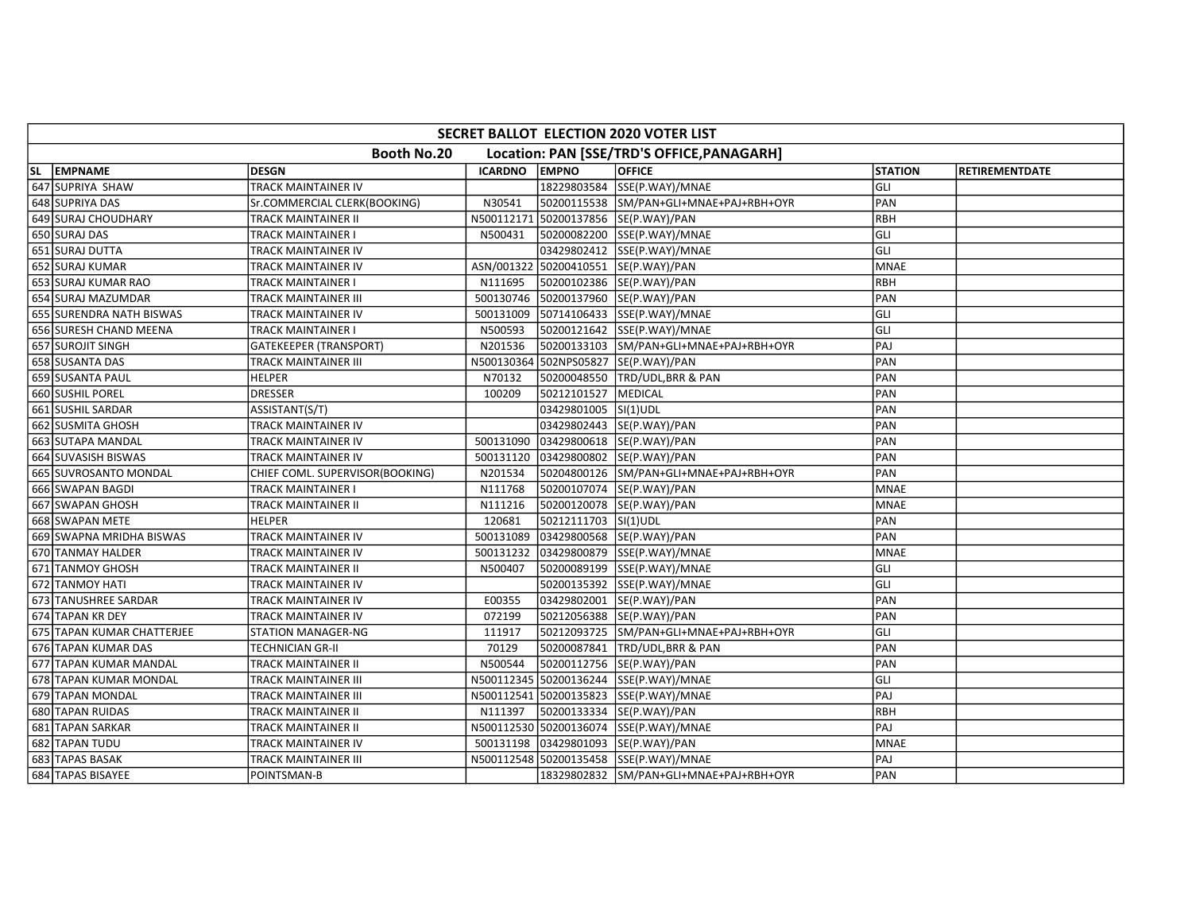# SECRET BALLOT ELECTION 2020 VOTER LIST

## Booth No.20 Location: PAN [SSE/TRD'S OFFICE,PANAGARH]

| SL | EMPNAME | DESGN | ICARDNO | EMPNO | OFFICE | STATION | RETIREMENTDATE |
|---|---|---|---|---|---|---|---|
| 647 | SUPRIYA SHAW | TRACK MAINTAINER IV | | 18229803584 | SSE(P.WAY)/MNAE | GLI | |
| 648 | SUPRIYA DAS | Sr.COMMERCIAL CLERK(BOOKING) | N30541 | 50200115538 | SM/PAN+GLI+MNAE+PAJ+RBH+OYR | PAN | |
| 649 | SURAJ CHOUDHARY | TRACK MAINTAINER II | N500112171 | 50200137856 | SE(P.WAY)/PAN | RBH | |
| 650 | SURAJ DAS | TRACK MAINTAINER I | N500431 | 50200082200 | SSE(P.WAY)/MNAE | GLI | |
| 651 | SURAJ DUTTA | TRACK MAINTAINER IV | | 03429802412 | SSE(P.WAY)/MNAE | GLI | |
| 652 | SURAJ KUMAR | TRACK MAINTAINER IV | ASN/001322 | 50200410551 | SE(P.WAY)/PAN | MNAE | |
| 653 | SURAJ KUMAR RAO | TRACK MAINTAINER I | N111695 | 50200102386 | SE(P.WAY)/PAN | RBH | |
| 654 | SURAJ MAZUMDAR | TRACK MAINTAINER III | 500130746 | 50200137960 | SE(P.WAY)/PAN | PAN | |
| 655 | SURENDRA NATH BISWAS | TRACK MAINTAINER IV | 500131009 | 50714106433 | SSE(P.WAY)/MNAE | GLI | |
| 656 | SURESH CHAND MEENA | TRACK MAINTAINER I | N500593 | 50200121642 | SSE(P.WAY)/MNAE | GLI | |
| 657 | SUROJIT SINGH | GATEKEEPER (TRANSPORT) | N201536 | 50200133103 | SM/PAN+GLI+MNAE+PAJ+RBH+OYR | PAJ | |
| 658 | SUSANTA DAS | TRACK MAINTAINER III | N500130364 | 502NPS05827 | SE(P.WAY)/PAN | PAN | |
| 659 | SUSANTA PAUL | HELPER | N70132 | 50200048550 | TRD/UDL,BRR & PAN | PAN | |
| 660 | SUSHIL POREL | DRESSER | 100209 | 50212101527 | MEDICAL | PAN | |
| 661 | SUSHIL SARDAR | ASSISTANT(S/T) | | 03429801005 | SI(1)UDL | PAN | |
| 662 | SUSMITA GHOSH | TRACK MAINTAINER IV | | 03429802443 | SE(P.WAY)/PAN | PAN | |
| 663 | SUTAPA MANDAL | TRACK MAINTAINER IV | 500131090 | 03429800618 | SE(P.WAY)/PAN | PAN | |
| 664 | SUVASISH BISWAS | TRACK MAINTAINER IV | 500131120 | 03429800802 | SE(P.WAY)/PAN | PAN | |
| 665 | SUVROSANTO MONDAL | CHIEF COML. SUPERVISOR(BOOKING) | N201534 | 50204800126 | SM/PAN+GLI+MNAE+PAJ+RBH+OYR | PAN | |
| 666 | SWAPAN BAGDI | TRACK MAINTAINER I | N111768 | 50200107074 | SE(P.WAY)/PAN | MNAE | |
| 667 | SWAPAN GHOSH | TRACK MAINTAINER II | N111216 | 50200120078 | SE(P.WAY)/PAN | MNAE | |
| 668 | SWAPAN METE | HELPER | 120681 | 50212111703 | SI(1)UDL | PAN | |
| 669 | SWAPNA MRIDHA BISWAS | TRACK MAINTAINER IV | 500131089 | 03429800568 | SE(P.WAY)/PAN | PAN | |
| 670 | TANMAY HALDER | TRACK MAINTAINER IV | 500131232 | 03429800879 | SSE(P.WAY)/MNAE | MNAE | |
| 671 | TANMOY GHOSH | TRACK MAINTAINER II | N500407 | 50200089199 | SSE(P.WAY)/MNAE | GLI | |
| 672 | TANMOY HATI | TRACK MAINTAINER IV | | 50200135392 | SSE(P.WAY)/MNAE | GLI | |
| 673 | TANUSHREE SARDAR | TRACK MAINTAINER IV | E00355 | 03429802001 | SE(P.WAY)/PAN | PAN | |
| 674 | TAPAN KR DEY | TRACK MAINTAINER IV | 072199 | 50212056388 | SE(P.WAY)/PAN | PAN | |
| 675 | TAPAN KUMAR CHATTERJEE | STATION MANAGER-NG | 111917 | 50212093725 | SM/PAN+GLI+MNAE+PAJ+RBH+OYR | GLI | |
| 676 | TAPAN KUMAR DAS | TECHNICIAN GR-II | 70129 | 50200087841 | TRD/UDL,BRR & PAN | PAN | |
| 677 | TAPAN KUMAR MANDAL | TRACK MAINTAINER II | N500544 | 50200112756 | SE(P.WAY)/PAN | PAN | |
| 678 | TAPAN KUMAR MONDAL | TRACK MAINTAINER III | N500112345 | 50200136244 | SSE(P.WAY)/MNAE | GLI | |
| 679 | TAPAN MONDAL | TRACK MAINTAINER III | N500112541 | 50200135823 | SSE(P.WAY)/MNAE | PAJ | |
| 680 | TAPAN RUIDAS | TRACK MAINTAINER II | N111397 | 50200133334 | SE(P.WAY)/PAN | RBH | |
| 681 | TAPAN SARKAR | TRACK MAINTAINER II | N500112530 | 50200136074 | SSE(P.WAY)/MNAE | PAJ | |
| 682 | TAPAN TUDU | TRACK MAINTAINER IV | 500131198 | 03429801093 | SE(P.WAY)/PAN | MNAE | |
| 683 | TAPAS BASAK | TRACK MAINTAINER III | N500112548 | 50200135458 | SSE(P.WAY)/MNAE | PAJ | |
| 684 | TAPAS BISAYEE | POINTSMAN-B | | 18329802832 | SM/PAN+GLI+MNAE+PAJ+RBH+OYR | PAN | |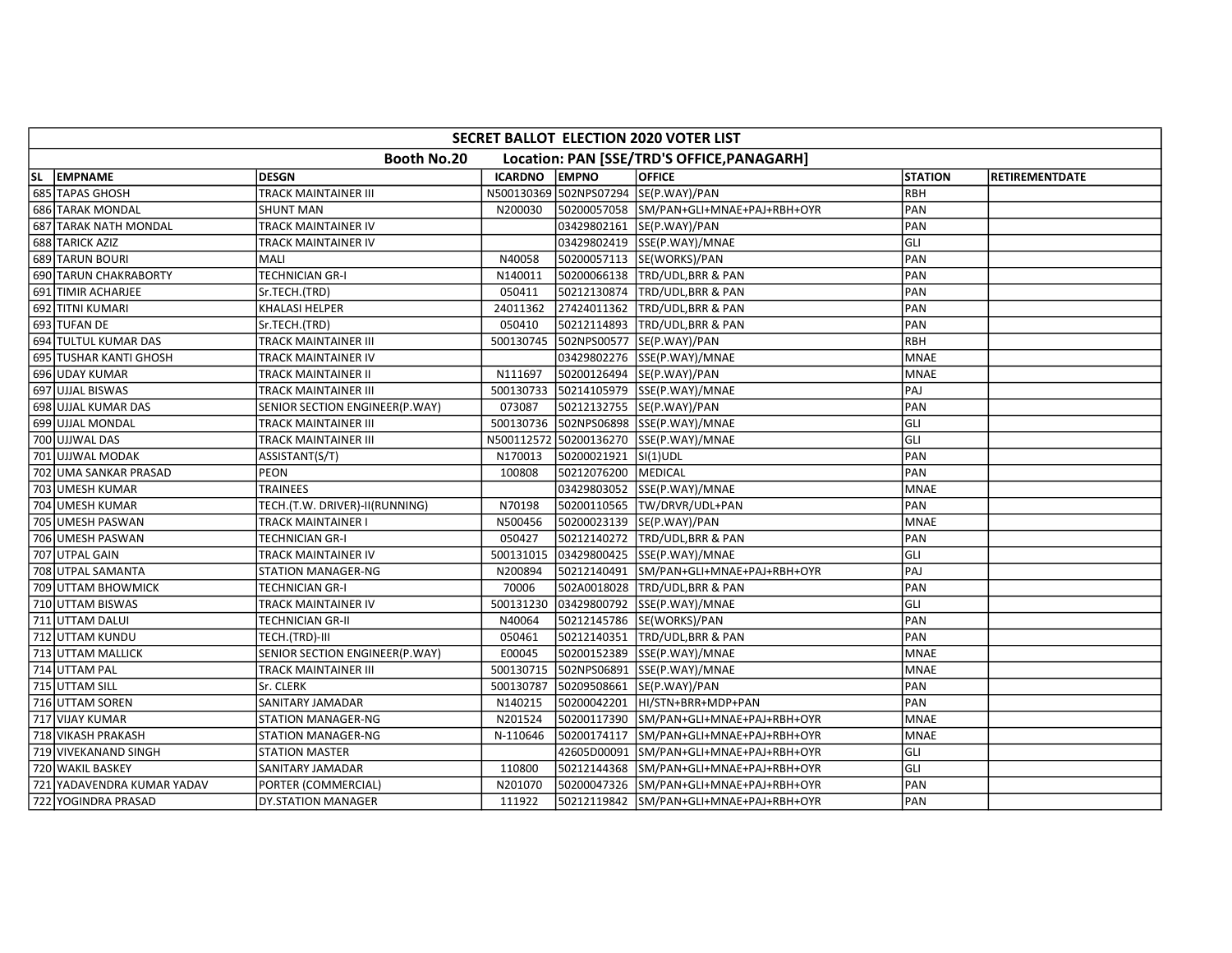| SECRET BALLOT ELECTION 2020 VOTER LIST | | | | | | | |
|---|---|---|---|---|---|---|---|
| Booth No.20 Location: PAN [SSE/TRD'S OFFICE,PANAGARH] | | | | | | | |
| SL | EMPNAME | DESGN | ICARDNO | EMPNO | OFFICE | STATION | RETIREMENTDATE |
| 685 | TAPAS GHOSH | TRACK MAINTAINER III | N500130369 | 502NPS07294 | SE(P.WAY)/PAN | RBH | |
| 686 | TARAK MONDAL | SHUNT MAN | N200030 | 50200057058 | SM/PAN+GLI+MNAE+PAJ+RBH+OYR | PAN | |
| 687 | TARAK NATH MONDAL | TRACK MAINTAINER IV | | 03429802161 | SE(P.WAY)/PAN | PAN | |
| 688 | TARICK AZIZ | TRACK MAINTAINER IV | | 03429802419 | SSE(P.WAY)/MNAE | GLI | |
| 689 | TARUN BOURI | MALI | N40058 | 50200057113 | SE(WORKS)/PAN | PAN | |
| 690 | TARUN CHAKRABORTY | TECHNICIAN GR-I | N140011 | 50200066138 | TRD/UDL,BRR & PAN | PAN | |
| 691 | TIMIR ACHARJEE | Sr.TECH.(TRD) | 050411 | 50212130874 | TRD/UDL,BRR & PAN | PAN | |
| 692 | TITNI KUMARI | KHALASI HELPER | 24011362 | 27424011362 | TRD/UDL,BRR & PAN | PAN | |
| 693 | TUFAN DE | Sr.TECH.(TRD) | 050410 | 50212114893 | TRD/UDL,BRR & PAN | PAN | |
| 694 | TULTUL KUMAR DAS | TRACK MAINTAINER III | 500130745 | 502NPS00577 | SE(P.WAY)/PAN | RBH | |
| 695 | TUSHAR KANTI GHOSH | TRACK MAINTAINER IV | | 03429802276 | SSE(P.WAY)/MNAE | MNAE | |
| 696 | UDAY KUMAR | TRACK MAINTAINER II | N111697 | 50200126494 | SE(P.WAY)/PAN | MNAE | |
| 697 | UJJAL BISWAS | TRACK MAINTAINER III | 500130733 | 50214105979 | SSE(P.WAY)/MNAE | PAJ | |
| 698 | UJJAL KUMAR DAS | SENIOR SECTION ENGINEER(P.WAY) | 073087 | 50212132755 | SE(P.WAY)/PAN | PAN | |
| 699 | UJJAL MONDAL | TRACK MAINTAINER III | 500130736 | 502NPS06898 | SSE(P.WAY)/MNAE | GLI | |
| 700 | UJJWAL DAS | TRACK MAINTAINER III | N500112572 | 50200136270 | SSE(P.WAY)/MNAE | GLI | |
| 701 | UJJWAL MODAK | ASSISTANT(S/T) | N170013 | 50200021921 | SI(1)UDL | PAN | |
| 702 | UMA SANKAR PRASAD | PEON | 100808 | 50212076200 | MEDICAL | PAN | |
| 703 | UMESH KUMAR | TRAINEES | | 03429803052 | SSE(P.WAY)/MNAE | MNAE | |
| 704 | UMESH KUMAR | TECH.(T.W. DRIVER)-II(RUNNING) | N70198 | 50200110565 | TW/DRVR/UDL+PAN | PAN | |
| 705 | UMESH PASWAN | TRACK MAINTAINER I | N500456 | 50200023139 | SE(P.WAY)/PAN | MNAE | |
| 706 | UMESH PASWAN | TECHNICIAN GR-I | 050427 | 50212140272 | TRD/UDL,BRR & PAN | PAN | |
| 707 | UTPAL GAIN | TRACK MAINTAINER IV | 500131015 | 03429800425 | SSE(P.WAY)/MNAE | GLI | |
| 708 | UTPAL SAMANTA | STATION MANAGER-NG | N200894 | 50212140491 | SM/PAN+GLI+MNAE+PAJ+RBH+OYR | PAJ | |
| 709 | UTTAM BHOWMICK | TECHNICIAN GR-I | 70006 | 502A0018028 | TRD/UDL,BRR & PAN | PAN | |
| 710 | UTTAM BISWAS | TRACK MAINTAINER IV | 500131230 | 03429800792 | SSE(P.WAY)/MNAE | GLI | |
| 711 | UTTAM DALUI | TECHNICIAN GR-II | N40064 | 50212145786 | SE(WORKS)/PAN | PAN | |
| 712 | UTTAM KUNDU | TECH.(TRD)-III | 050461 | 50212140351 | TRD/UDL,BRR & PAN | PAN | |
| 713 | UTTAM MALLICK | SENIOR SECTION ENGINEER(P.WAY) | E00045 | 50200152389 | SSE(P.WAY)/MNAE | MNAE | |
| 714 | UTTAM PAL | TRACK MAINTAINER III | 500130715 | 502NPS06891 | SSE(P.WAY)/MNAE | MNAE | |
| 715 | UTTAM SILL | Sr. CLERK | 500130787 | 50209508661 | SE(P.WAY)/PAN | PAN | |
| 716 | UTTAM SOREN | SANITARY JAMADAR | N140215 | 50200042201 | HI/STN+BRR+MDP+PAN | PAN | |
| 717 | VIJAY KUMAR | STATION MANAGER-NG | N201524 | 50200117390 | SM/PAN+GLI+MNAE+PAJ+RBH+OYR | MNAE | |
| 718 | VIKASH PRAKASH | STATION MANAGER-NG | N-110646 | 50200174117 | SM/PAN+GLI+MNAE+PAJ+RBH+OYR | MNAE | |
| 719 | VIVEKANAND SINGH | STATION MASTER | | 42605D00091 | SM/PAN+GLI+MNAE+PAJ+RBH+OYR | GLI | |
| 720 | WAKIL BASKEY | SANITARY JAMADAR | 110800 | 50212144368 | SM/PAN+GLI+MNAE+PAJ+RBH+OYR | GLI | |
| 721 | YADAVENDRA KUMAR YADAV | PORTER (COMMERCIAL) | N201070 | 50200047326 | SM/PAN+GLI+MNAE+PAJ+RBH+OYR | PAN | |
| 722 | YOGINDRA PRASAD | DY.STATION MANAGER | 111922 | 50212119842 | SM/PAN+GLI+MNAE+PAJ+RBH+OYR | PAN | |